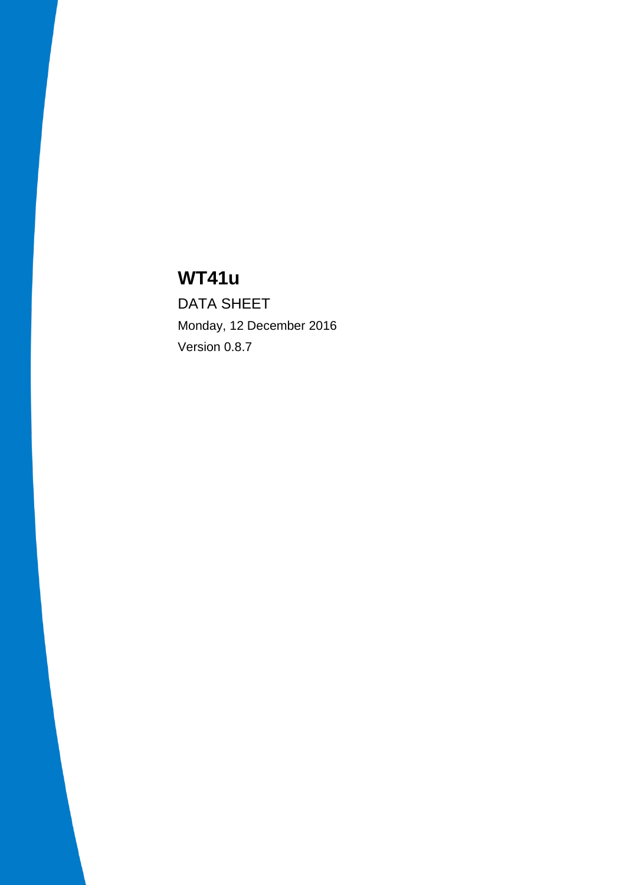# WT41u

DATA SHEET

Monday, 12 December 2016

Version 0.8.7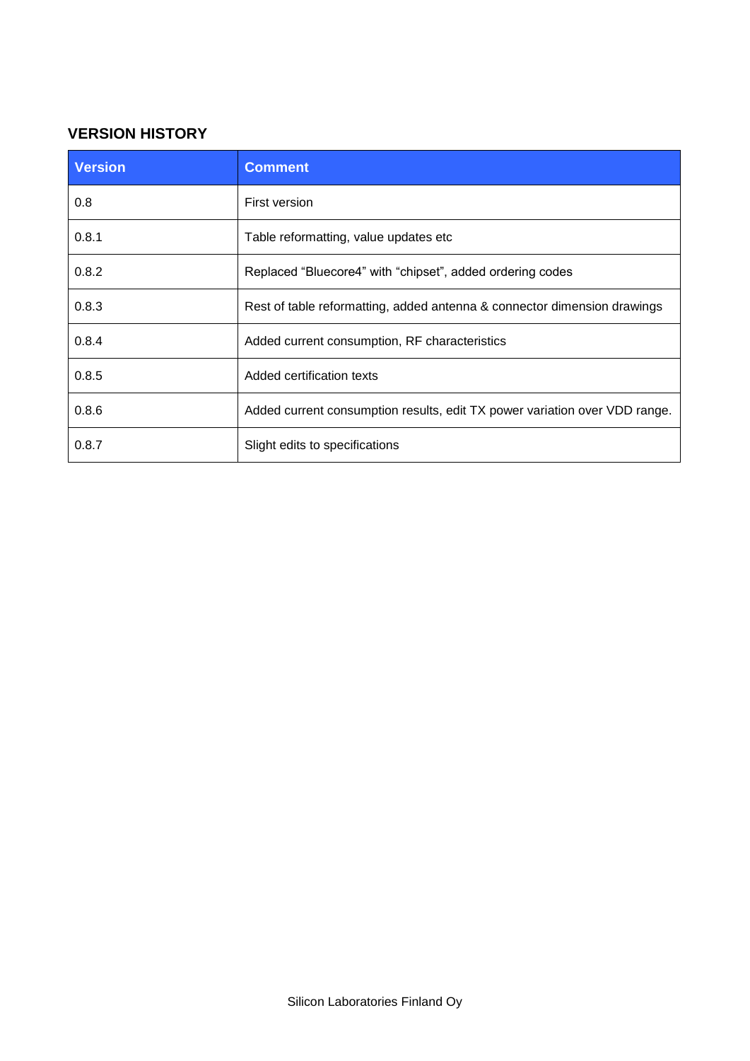## VERSION HISTORY

| Version | Comment |
| --- | --- |
| 0.8 | First version |
| 0.8.1 | Table reformatting, value updates etc |
| 0.8.2 | Replaced “Bluecore4” with “chipset”, added ordering codes |
| 0.8.3 | Rest of table reformatting, added antenna & connector dimension drawings |
| 0.8.4 | Added current consumption, RF characteristics |
| 0.8.5 | Added certification texts |
| 0.8.6 | Added current consumption results, edit TX power variation over VDD range. |
| 0.8.7 | Slight edits to specifications |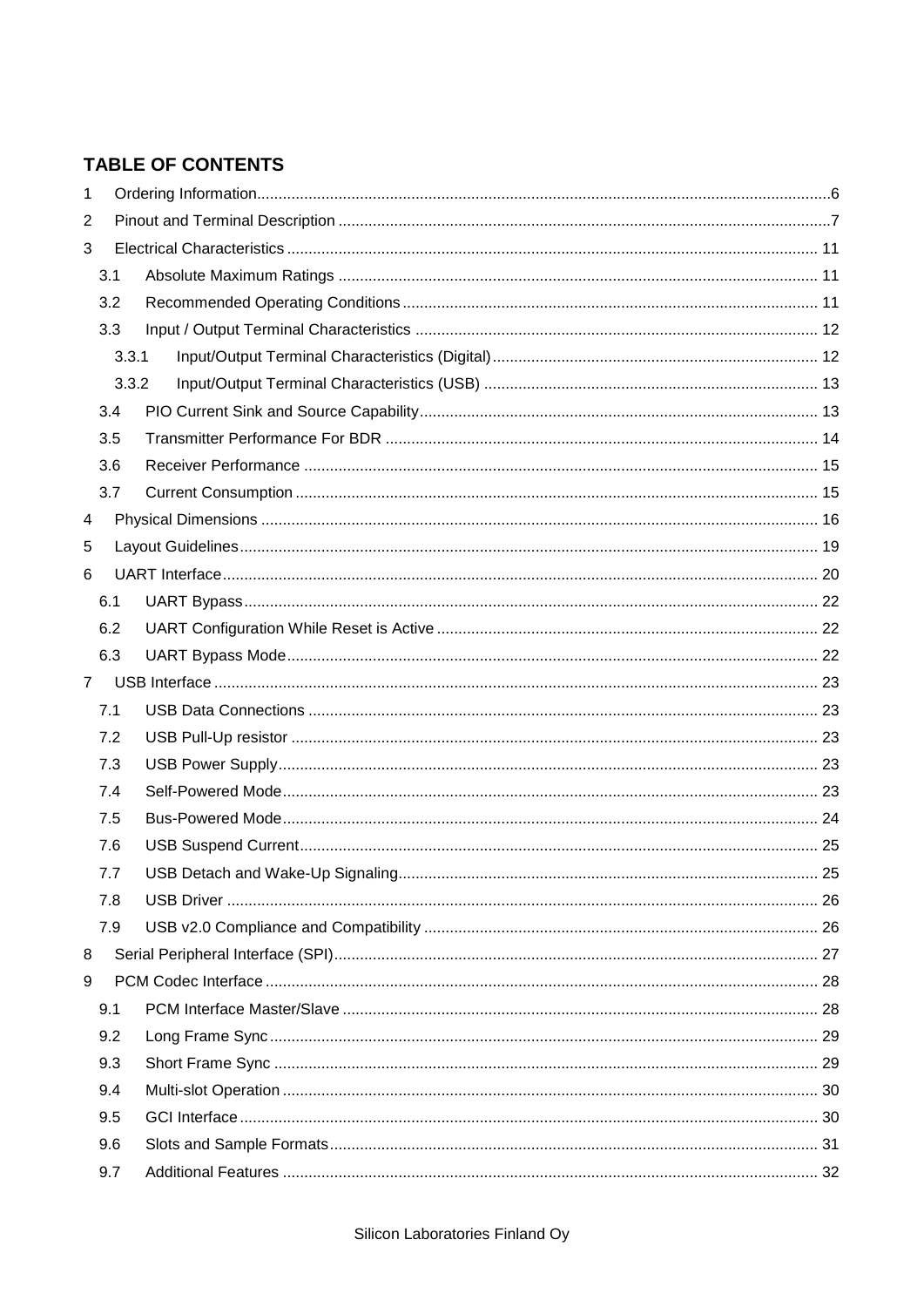## TABLE OF CONTENTS

1 Ordering Information ..... 6
2 Pinout and Terminal Description ..... 7
3 Electrical Characteristics ..... 11
  3.1 Absolute Maximum Ratings ..... 11
  3.2 Recommended Operating Conditions ..... 11
  3.3 Input / Output Terminal Characteristics ..... 12
    3.3.1 Input/Output Terminal Characteristics (Digital) ..... 12
    3.3.2 Input/Output Terminal Characteristics (USB) ..... 13
  3.4 PIO Current Sink and Source Capability ..... 13
  3.5 Transmitter Performance For BDR ..... 14
  3.6 Receiver Performance ..... 15
  3.7 Current Consumption ..... 15
4 Physical Dimensions ..... 16
5 Layout Guidelines ..... 19
6 UART Interface ..... 20
  6.1 UART Bypass ..... 22
  6.2 UART Configuration While Reset is Active ..... 22
  6.3 UART Bypass Mode ..... 22
7 USB Interface ..... 23
  7.1 USB Data Connections ..... 23
  7.2 USB Pull-Up resistor ..... 23
  7.3 USB Power Supply ..... 23
  7.4 Self-Powered Mode ..... 23
  7.5 Bus-Powered Mode ..... 24
  7.6 USB Suspend Current ..... 25
  7.7 USB Detach and Wake-Up Signaling ..... 25
  7.8 USB Driver ..... 26
  7.9 USB v2.0 Compliance and Compatibility ..... 26
8 Serial Peripheral Interface (SPI) ..... 27
9 PCM Codec Interface ..... 28
  9.1 PCM Interface Master/Slave ..... 28
  9.2 Long Frame Sync ..... 29
  9.3 Short Frame Sync ..... 29
  9.4 Multi-slot Operation ..... 30
  9.5 GCI Interface ..... 30
  9.6 Slots and Sample Formats ..... 31
  9.7 Additional Features ..... 32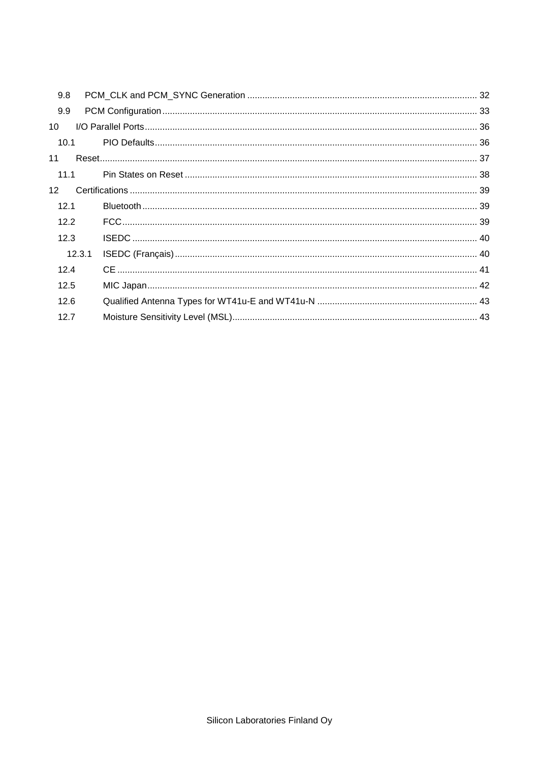9.8 PCM_CLK and PCM_SYNC Generation ........................................................................................... 32
9.9 PCM Configuration ............................................................................................................................ 33
10 I/O Parallel Ports ................................................................................................................................... 36
10.1 PIO Defaults ............................................................................................................................... 36
11 Reset ...................................................................................................................................................... 37
11.1 Pin States on Reset ................................................................................................................... 38
12 Certifications ......................................................................................................................................... 39
12.1 Bluetooth .................................................................................................................................... 39
12.2 FCC ............................................................................................................................................ 39
12.3 ISEDC ........................................................................................................................................ 40
12.3.1 ISEDC (Français) ....................................................................................................................... 40
12.4 CE .............................................................................................................................................. 41
12.5 MIC Japan .................................................................................................................................. 42
12.6 Qualified Antenna Types for WT41u-E and WT41u-N ............................................................... 43
12.7 Moisture Sensitivity Level (MSL) ................................................................................................. 43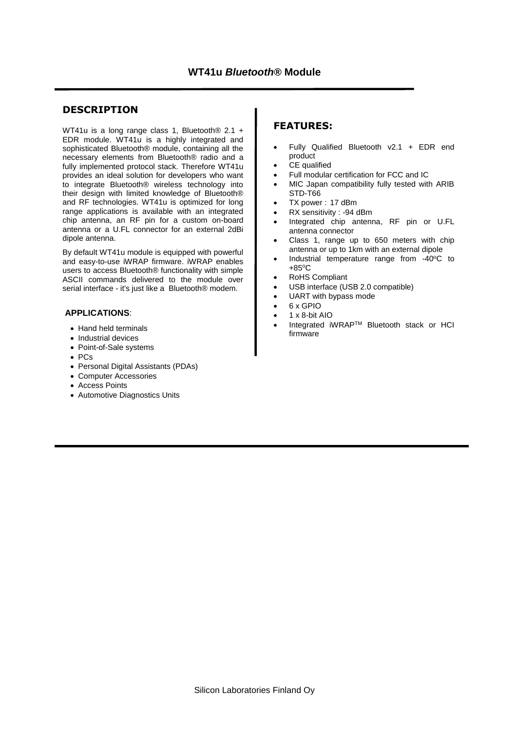# WT41u *Bluetooth*® Module

## DESCRIPTION

WT41u is a long range class 1, Bluetooth® 2.1 + EDR module. WT41u is a highly integrated and sophisticated Bluetooth® module, containing all the necessary elements from Bluetooth® radio and a fully implemented protocol stack. Therefore WT41u provides an ideal solution for developers who want to integrate Bluetooth® wireless technology into their design with limited knowledge of Bluetooth® and RF technologies. WT41u is optimized for long range applications is available with an integrated chip antenna, an RF pin for a custom on-board antenna or a U.FL connector for an external 2dBi dipole antenna.

By default WT41u module is equipped with powerful and easy-to-use iWRAP firmware. iWRAP enables users to access Bluetooth® functionality with simple ASCII commands delivered to the module over serial interface - it's just like a Bluetooth® modem.

### APPLICATIONS:

- Hand held terminals
- Industrial devices
- Point-of-Sale systems
- PCs
- Personal Digital Assistants (PDAs)
- Computer Accessories
- Access Points
- Automotive Diagnostics Units

## FEATURES:

- Fully Qualified Bluetooth v2.1 + EDR end product
- CE qualified
- Full modular certification for FCC and IC
- MIC Japan compatibility fully tested with ARIB STD-T66
- TX power : 17 dBm
- RX sensitivity : -94 dBm
- Integrated chip antenna, RF pin or U.FL antenna connector
- Class 1, range up to 650 meters with chip antenna or up to 1km with an external dipole
- Industrial temperature range from -40°C to +85°C
- RoHS Compliant
- USB interface (USB 2.0 compatible)
- UART with bypass mode
- 6 x GPIO
- 1 x 8-bit AIO
- Integrated iWRAP™ Bluetooth stack or HCI firmware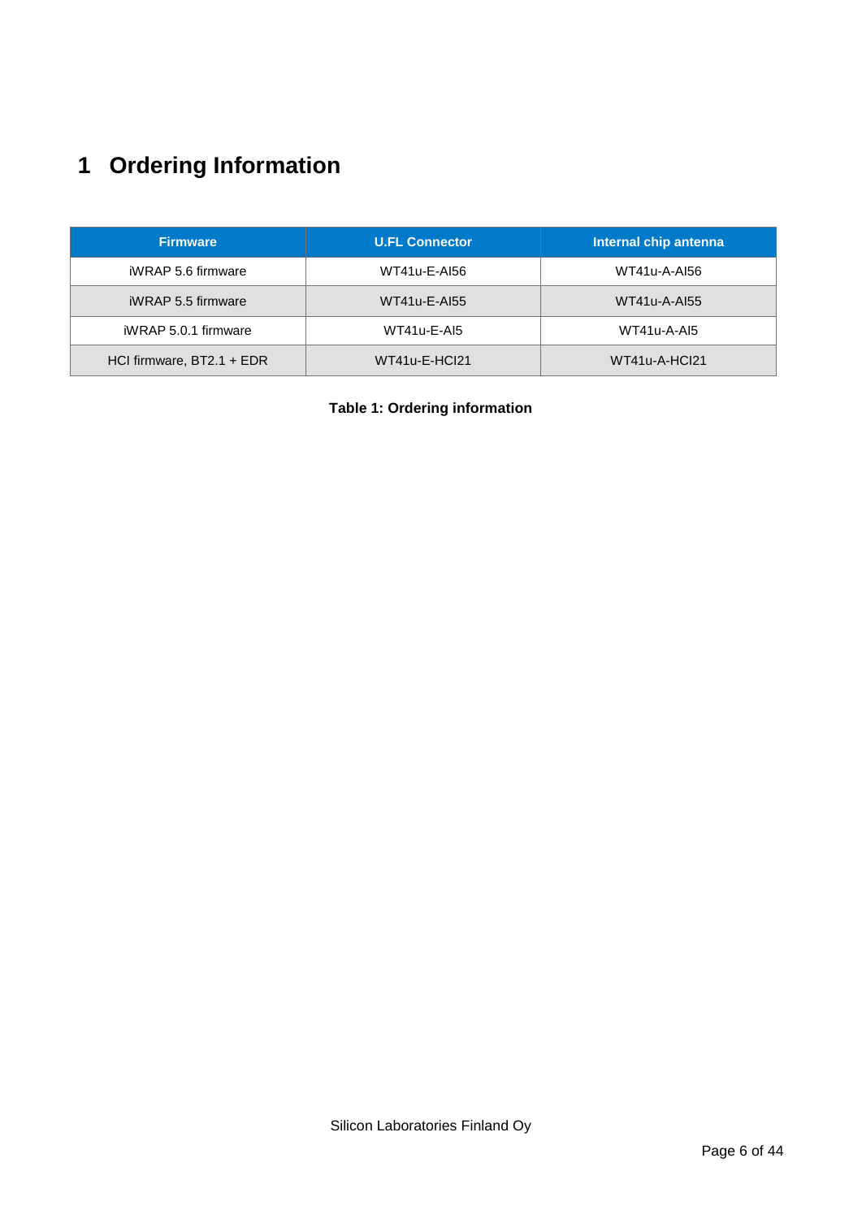# 1 Ordering Information

| Firmware | U.FL Connector | Internal chip antenna |
|---|---|---|
| iWRAP 5.6 firmware | WT41u-E-AI56 | WT41u-A-AI56 |
| iWRAP 5.5 firmware | WT41u-E-AI55 | WT41u-A-AI55 |
| iWRAP 5.0.1 firmware | WT41u-E-AI5 | WT41u-A-AI5 |
| HCI firmware, BT2.1 + EDR | WT41u-E-HCI21 | WT41u-A-HCI21 |

**Table 1: Ordering information**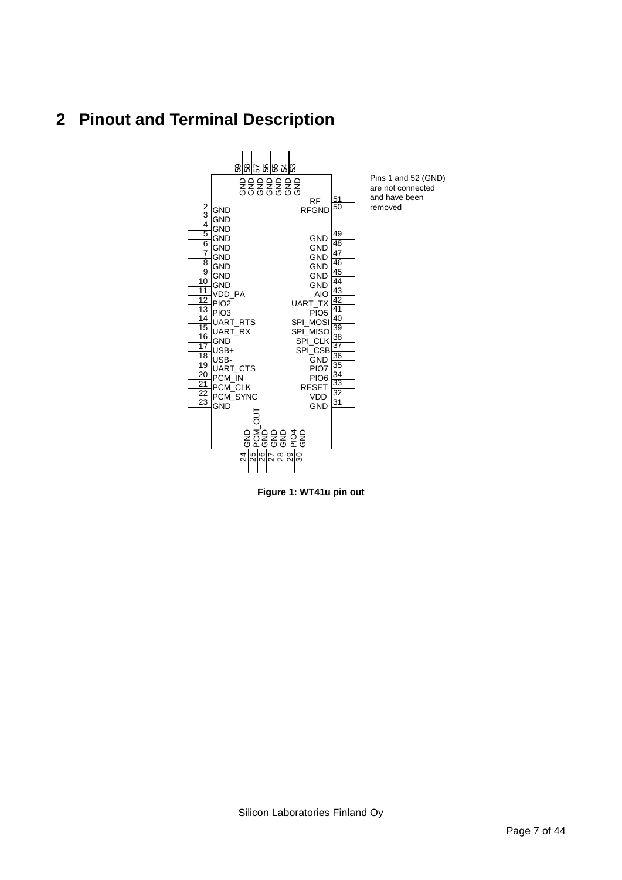## 2 Pinout and Terminal Description

Pins 1 and 52 (GND) are not connected and have been removed

| Pin | Signal | Pin | Signal |
|---|---|---|---|
| 2 | GND | 51 | RF |
| 3 | GND | 50 | RFGND |
| 4 | GND | 49 | GND |
| 5 | GND | 48 | GND |
| 6 | GND | 47 | GND |
| 7 | GND | 46 | GND |
| 8 | GND | 45 | GND |
| 9 | GND | 44 | GND |
| 10 | GND | 43 | AIO |
| 11 | VDD_PA | 42 | UART_TX |
| 12 | PIO2 | 41 | PIO5 |
| 13 | PIO3 | 40 | SPI_MOSI |
| 14 | UART_RTS | 39 | SPI_MISO |
| 15 | UART_RX | 38 | SPI_CLK |
| 16 | GND | 37 | SPI_CSB |
| 17 | USB+ | 36 | GND |
| 18 | USB- | 35 | PIO7 |
| 19 | UART_CTS | 34 | PIO6 |
| 20 | PCM_IN | 33 | RESET |
| 21 | PCM_CLK | 32 | VDD |
| 22 | PCM_SYNC | 31 | GND |
| 23 | GND | | |

| Pin | Signal | Pin | Signal |
|---|---|---|---|
| 24 | GND | 59 | GND |
| 25 | PCM_OUT | 58 | GND |
| 26 | GND | 57 | GND |
| 27 | GND | 56 | GND |
| 28 | GND | 55 | GND |
| 29 | PIO4 | 54 | GND |
| 30 | GND | 53 | GND |

**Figure 1: WT41u pin out**

Silicon Laboratories Finland Oy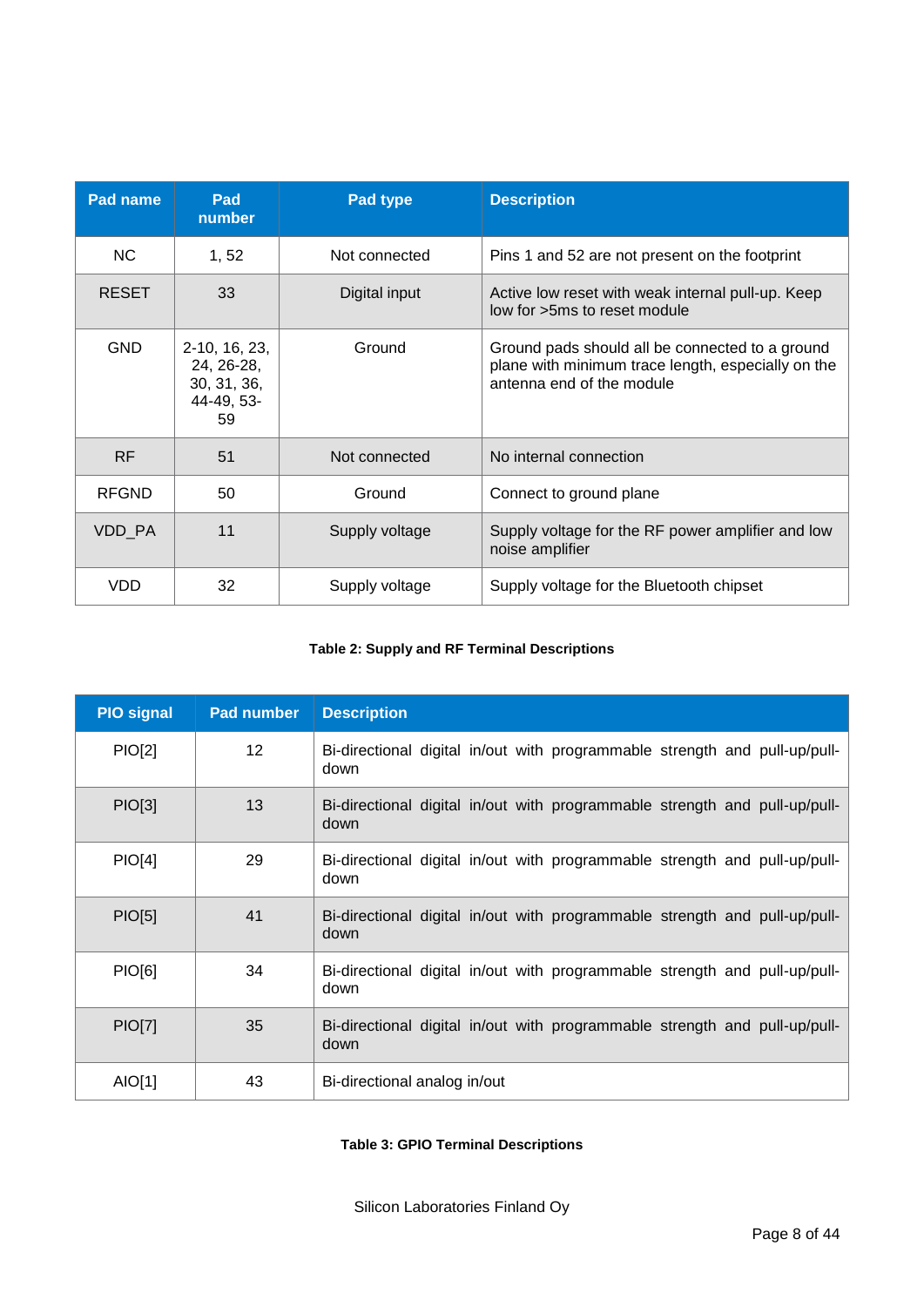| Pad name | Pad number | Pad type | Description |
|---|---|---|---|
| NC | 1, 52 | Not connected | Pins 1 and 52 are not present on the footprint |
| RESET | 33 | Digital input | Active low reset with weak internal pull-up. Keep low for >5ms to reset module |
| GND | 2-10, 16, 23, 24, 26-28, 30, 31, 36, 44-49, 53-59 | Ground | Ground pads should all be connected to a ground plane with minimum trace length, especially on the antenna end of the module |
| RF | 51 | Not connected | No internal connection |
| RFGND | 50 | Ground | Connect to ground plane |
| VDD_PA | 11 | Supply voltage | Supply voltage for the RF power amplifier and low noise amplifier |
| VDD | 32 | Supply voltage | Supply voltage for the Bluetooth chipset |

**Table 2: Supply and RF Terminal Descriptions**

| PIO signal | Pad number | Description |
|---|---|---|
| PIO[2] | 12 | Bi-directional digital in/out with programmable strength and pull-up/pull-down |
| PIO[3] | 13 | Bi-directional digital in/out with programmable strength and pull-up/pull-down |
| PIO[4] | 29 | Bi-directional digital in/out with programmable strength and pull-up/pull-down |
| PIO[5] | 41 | Bi-directional digital in/out with programmable strength and pull-up/pull-down |
| PIO[6] | 34 | Bi-directional digital in/out with programmable strength and pull-up/pull-down |
| PIO[7] | 35 | Bi-directional digital in/out with programmable strength and pull-up/pull-down |
| AIO[1] | 43 | Bi-directional analog in/out |

**Table 3: GPIO Terminal Descriptions**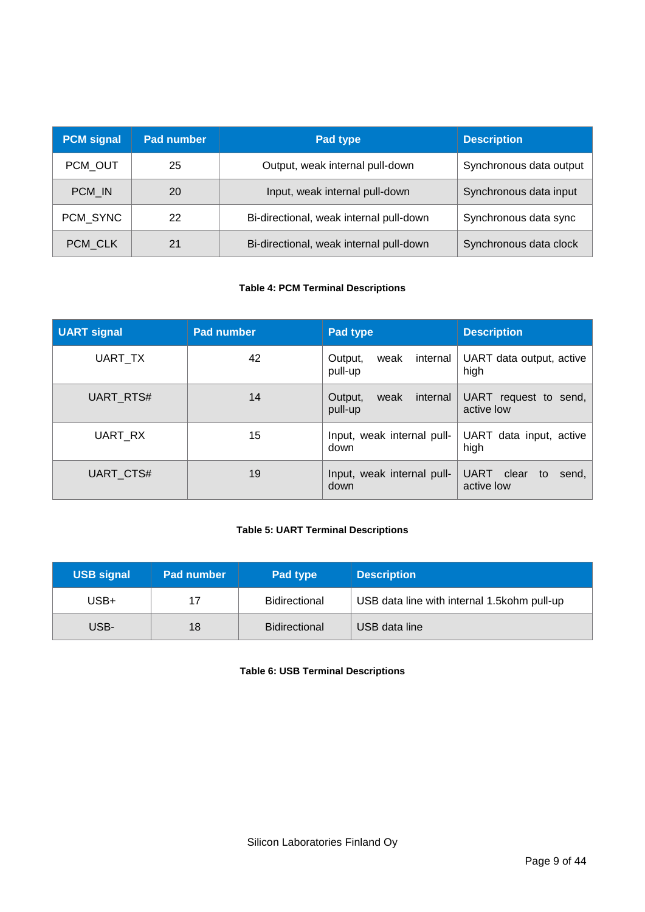| PCM signal | Pad number | Pad type | Description |
|---|---|---|---|
| PCM_OUT | 25 | Output, weak internal pull-down | Synchronous data output |
| PCM_IN | 20 | Input, weak internal pull-down | Synchronous data input |
| PCM_SYNC | 22 | Bi-directional, weak internal pull-down | Synchronous data sync |
| PCM_CLK | 21 | Bi-directional, weak internal pull-down | Synchronous data clock |

**Table 4: PCM Terminal Descriptions**

| UART signal | Pad number | Pad type | Description |
|---|---|---|---|
| UART_TX | 42 | Output, weak internal pull-up | UART data output, active high |
| UART_RTS# | 14 | Output, weak internal pull-up | UART request to send, active low |
| UART_RX | 15 | Input, weak internal pull-down | UART data input, active high |
| UART_CTS# | 19 | Input, weak internal pull-down | UART clear to send, active low |

**Table 5: UART Terminal Descriptions**

| USB signal | Pad number | Pad type | Description |
|---|---|---|---|
| USB+ | 17 | Bidirectional | USB data line with internal 1.5kohm pull-up |
| USB- | 18 | Bidirectional | USB data line |

**Table 6: USB Terminal Descriptions**

Silicon Laboratories Finland Oy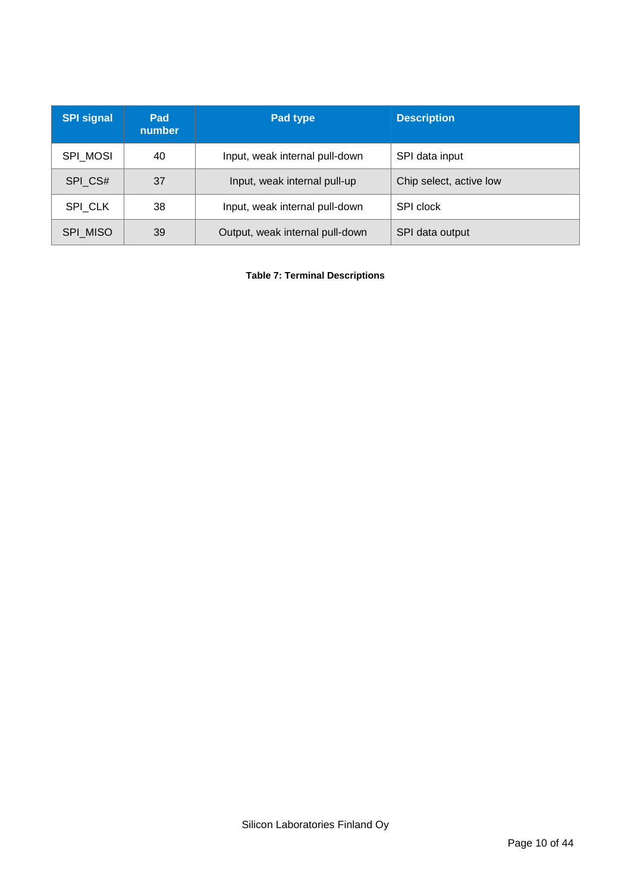| SPI signal | Pad number | Pad type | Description |
|---|---|---|---|
| SPI_MOSI | 40 | Input, weak internal pull-down | SPI data input |
| SPI_CS# | 37 | Input, weak internal pull-up | Chip select, active low |
| SPI_CLK | 38 | Input, weak internal pull-down | SPI clock |
| SPI_MISO | 39 | Output, weak internal pull-down | SPI data output |

**Table 7: Terminal Descriptions**

Silicon Laboratories Finland Oy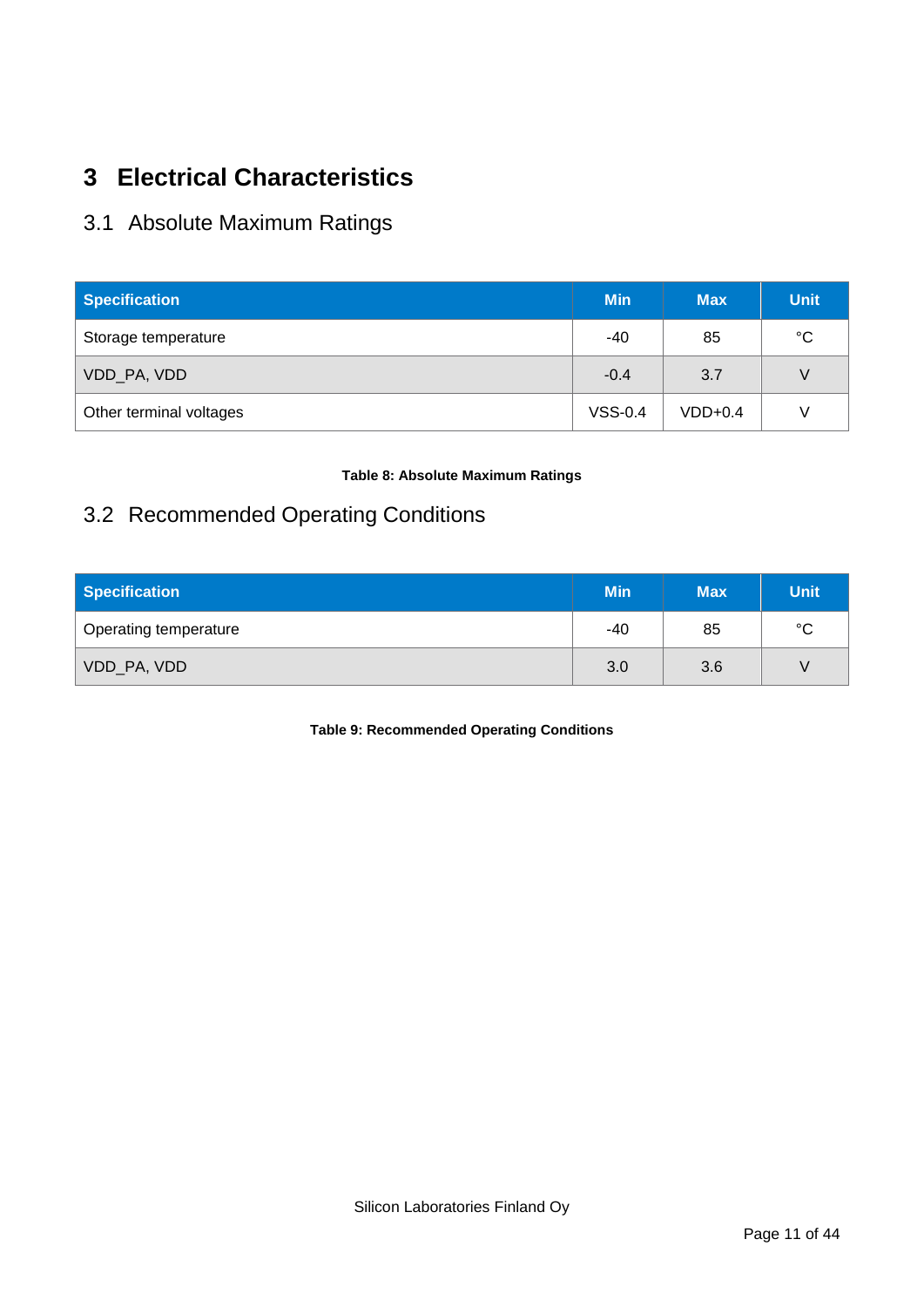# 3 Electrical Characteristics

## 3.1 Absolute Maximum Ratings

| Specification | Min | Max | Unit |
|---|---|---|---|
| Storage temperature | -40 | 85 | °C |
| VDD_PA, VDD | -0.4 | 3.7 | V |
| Other terminal voltages | VSS-0.4 | VDD+0.4 | V |

**Table 8: Absolute Maximum Ratings**

## 3.2 Recommended Operating Conditions

| Specification | Min | Max | Unit |
|---|---|---|---|
| Operating temperature | -40 | 85 | °C |
| VDD_PA, VDD | 3.0 | 3.6 | V |

**Table 9: Recommended Operating Conditions**

Silicon Laboratories Finland Oy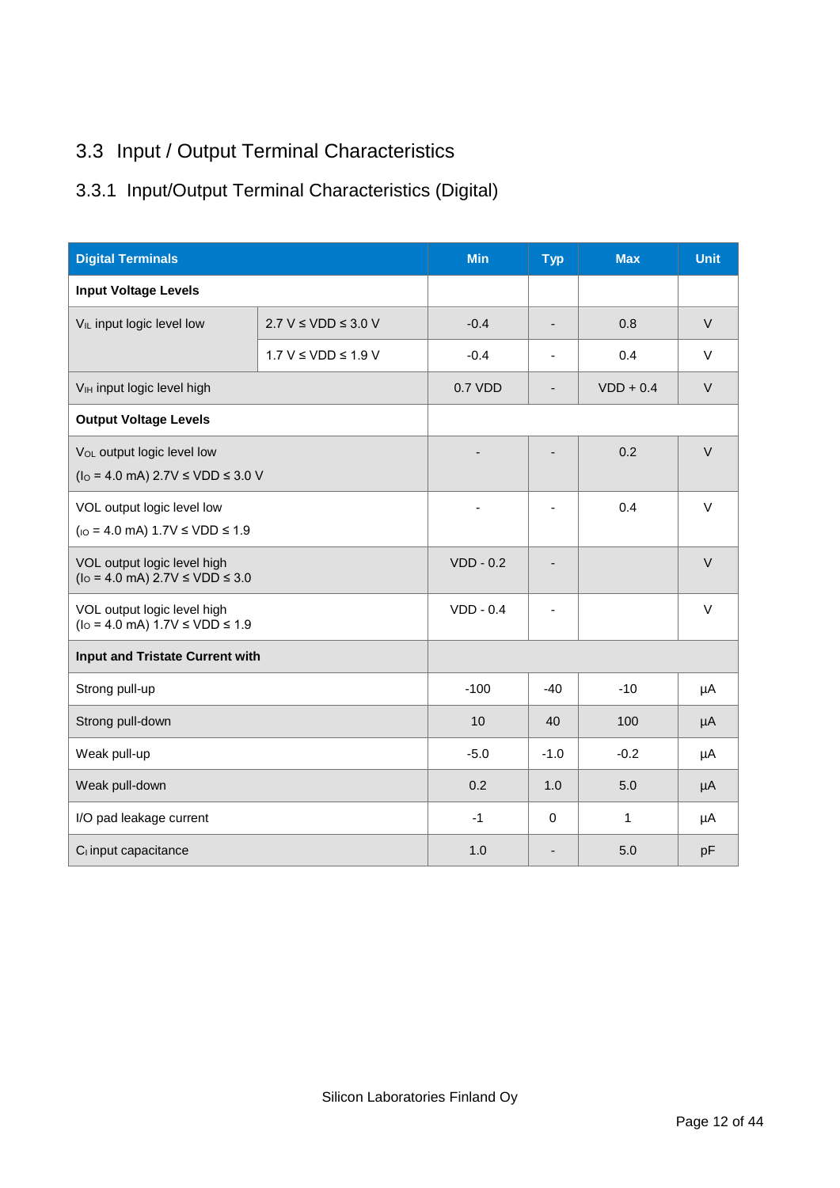## 3.3 Input / Output Terminal Characteristics

### 3.3.1 Input/Output Terminal Characteristics (Digital)

| Digital Terminals | | Min | Typ | Max | Unit |
|---|---|---|---|---|---|
| **Input Voltage Levels** | | | | | |
| $V_{IL}$ input logic level low | 2.7 V ≤ VDD ≤ 3.0 V | -0.4 | - | 0.8 | V |
| | 1.7 V ≤ VDD ≤ 1.9 V | -0.4 | - | 0.4 | V |
| $V_{IH}$ input logic level high | | 0.7 VDD | - | VDD + 0.4 | V |
| **Output Voltage Levels** | | | | | |
| $V_{OL}$ output logic level low ($I_O$ = 4.0 mA) 2.7V ≤ VDD ≤ 3.0 V | | - | - | 0.2 | V |
| VOL output logic level low ($I_{IO}$ = 4.0 mA) 1.7V ≤ VDD ≤ 1.9 | | - | - | 0.4 | V |
| VOL output logic level high ($I_O$ = 4.0 mA) 2.7V ≤ VDD ≤ 3.0 | | VDD - 0.2 | - | | V |
| VOL output logic level high ($I_O$ = 4.0 mA) 1.7V ≤ VDD ≤ 1.9 | | VDD - 0.4 | - | | V |
| **Input and Tristate Current with** | | | | | |
| Strong pull-up | | -100 | -40 | -10 | µA |
| Strong pull-down | | 10 | 40 | 100 | µA |
| Weak pull-up | | -5.0 | -1.0 | -0.2 | µA |
| Weak pull-down | | 0.2 | 1.0 | 5.0 | µA |
| I/O pad leakage current | | -1 | 0 | 1 | µA |
| $C_I$ input capacitance | | 1.0 | - | 5.0 | pF |

Silicon Laboratories Finland Oy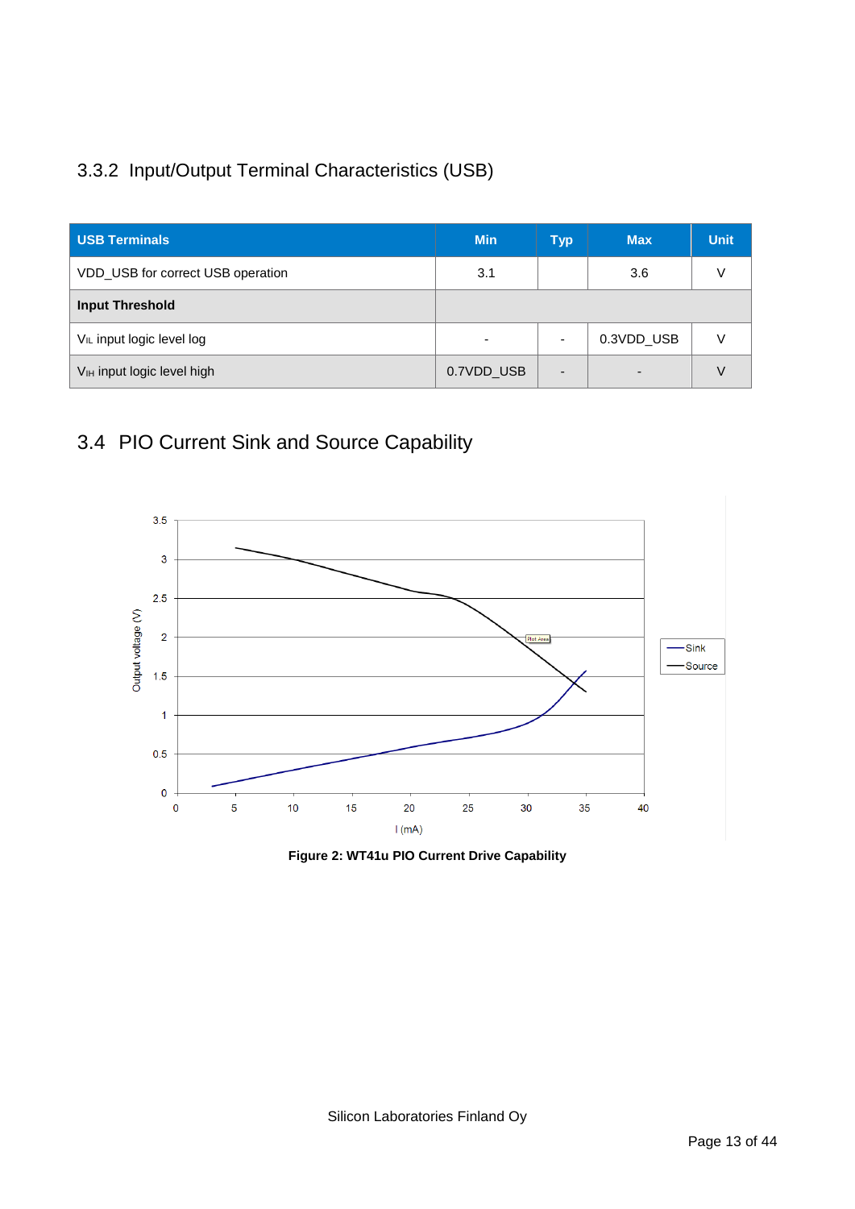### 3.3.2 Input/Output Terminal Characteristics (USB)

| USB Terminals | Min | Typ | Max | Unit |
|---|---|---|---|---|
| VDD_USB for correct USB operation | 3.1 | | 3.6 | V |
| **Input Threshold** | | | | |
| $V_{IL}$ input logic level log | - | - | 0.3VDD_USB | V |
| $V_{IH}$ input logic level high | 0.7VDD_USB | - | - | V |

## 3.4 PIO Current Sink and Source Capability

**Figure 2: WT41u PIO Current Drive Capability**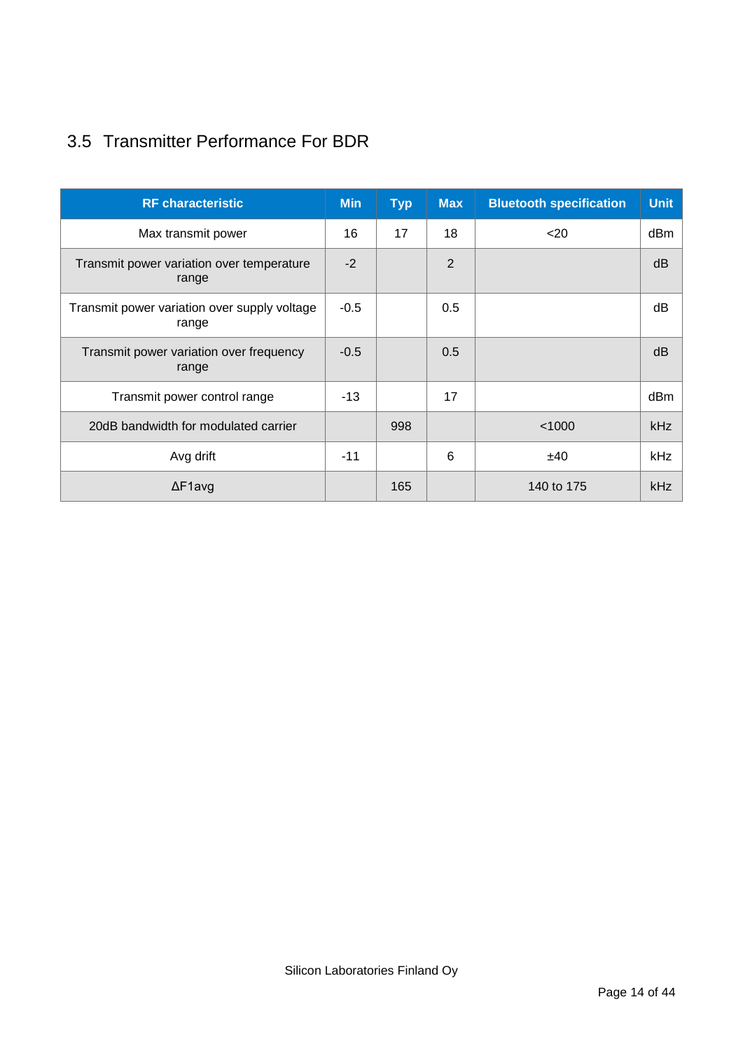## 3.5 Transmitter Performance For BDR

| RF characteristic | Min | Typ | Max | Bluetooth specification | Unit |
|---|---|---|---|---|---|
| Max transmit power | 16 | 17 | 18 | <20 | dBm |
| Transmit power variation over temperature range | -2 | | 2 | | dB |
| Transmit power variation over supply voltage range | -0.5 | | 0.5 | | dB |
| Transmit power variation over frequency range | -0.5 | | 0.5 | | dB |
| Transmit power control range | -13 | | 17 | | dBm |
| 20dB bandwidth for modulated carrier | | 998 | | <1000 | kHz |
| Avg drift | -11 | | 6 | ±40 | kHz |
| ΔF1avg | | 165 | | 140 to 175 | kHz |

Silicon Laboratories Finland Oy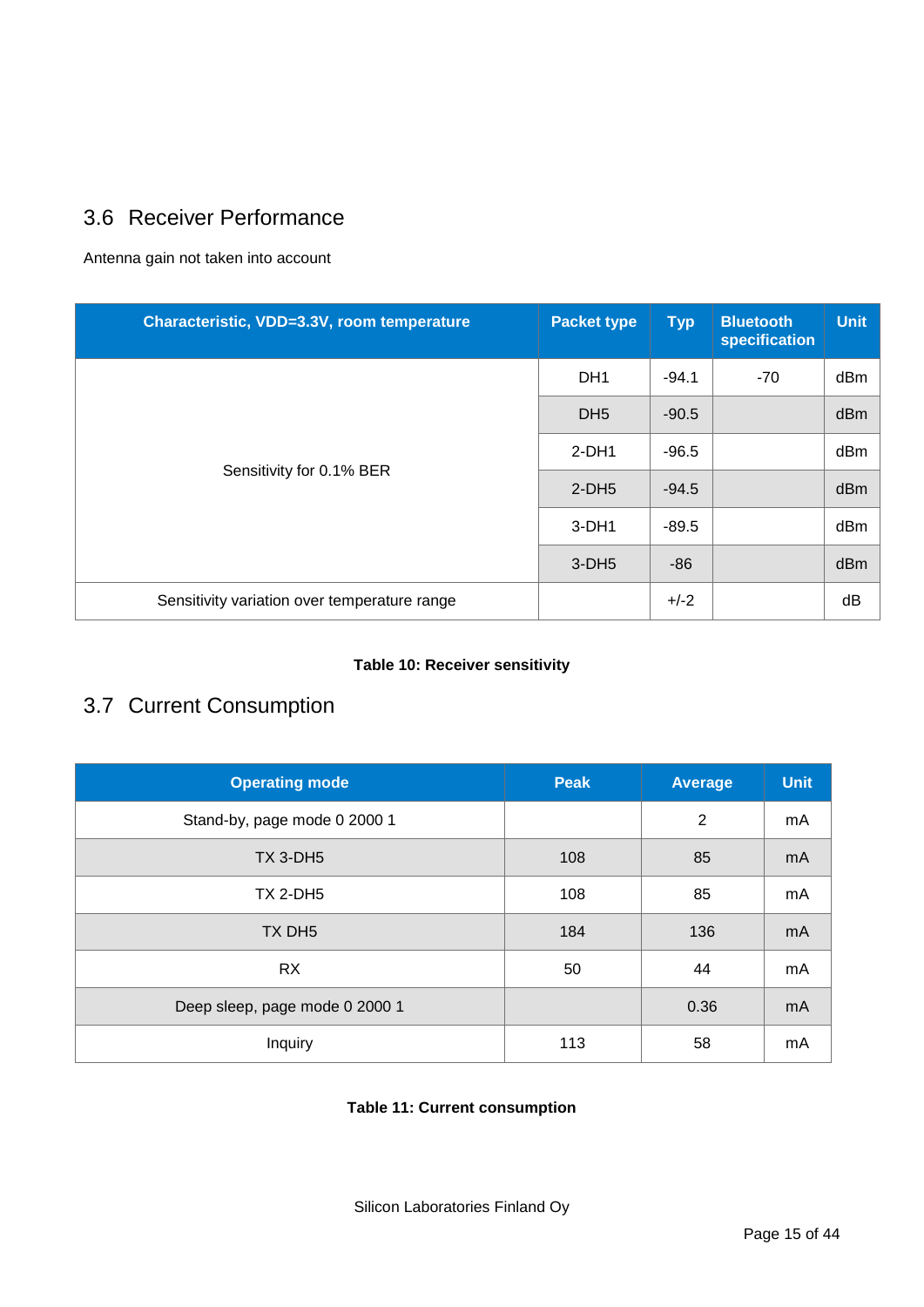## 3.6 Receiver Performance

Antenna gain not taken into account

| Characteristic, VDD=3.3V, room temperature | Packet type | Typ | Bluetooth specification | Unit |
|---|---|---|---|---|
| Sensitivity for 0.1% BER | DH1 | -94.1 | -70 | dBm |
| | DH5 | -90.5 | | dBm |
| | 2-DH1 | -96.5 | | dBm |
| | 2-DH5 | -94.5 | | dBm |
| | 3-DH1 | -89.5 | | dBm |
| | 3-DH5 | -86 | | dBm |
| Sensitivity variation over temperature range | | +/-2 | | dB |

**Table 10: Receiver sensitivity**

## 3.7 Current Consumption

| Operating mode | Peak | Average | Unit |
|---|---|---|---|
| Stand-by, page mode 0 2000 1 | | 2 | mA |
| TX 3-DH5 | 108 | 85 | mA |
| TX 2-DH5 | 108 | 85 | mA |
| TX DH5 | 184 | 136 | mA |
| RX | 50 | 44 | mA |
| Deep sleep, page mode 0 2000 1 | | 0.36 | mA |
| Inquiry | 113 | 58 | mA |

**Table 11: Current consumption**

Silicon Laboratories Finland Oy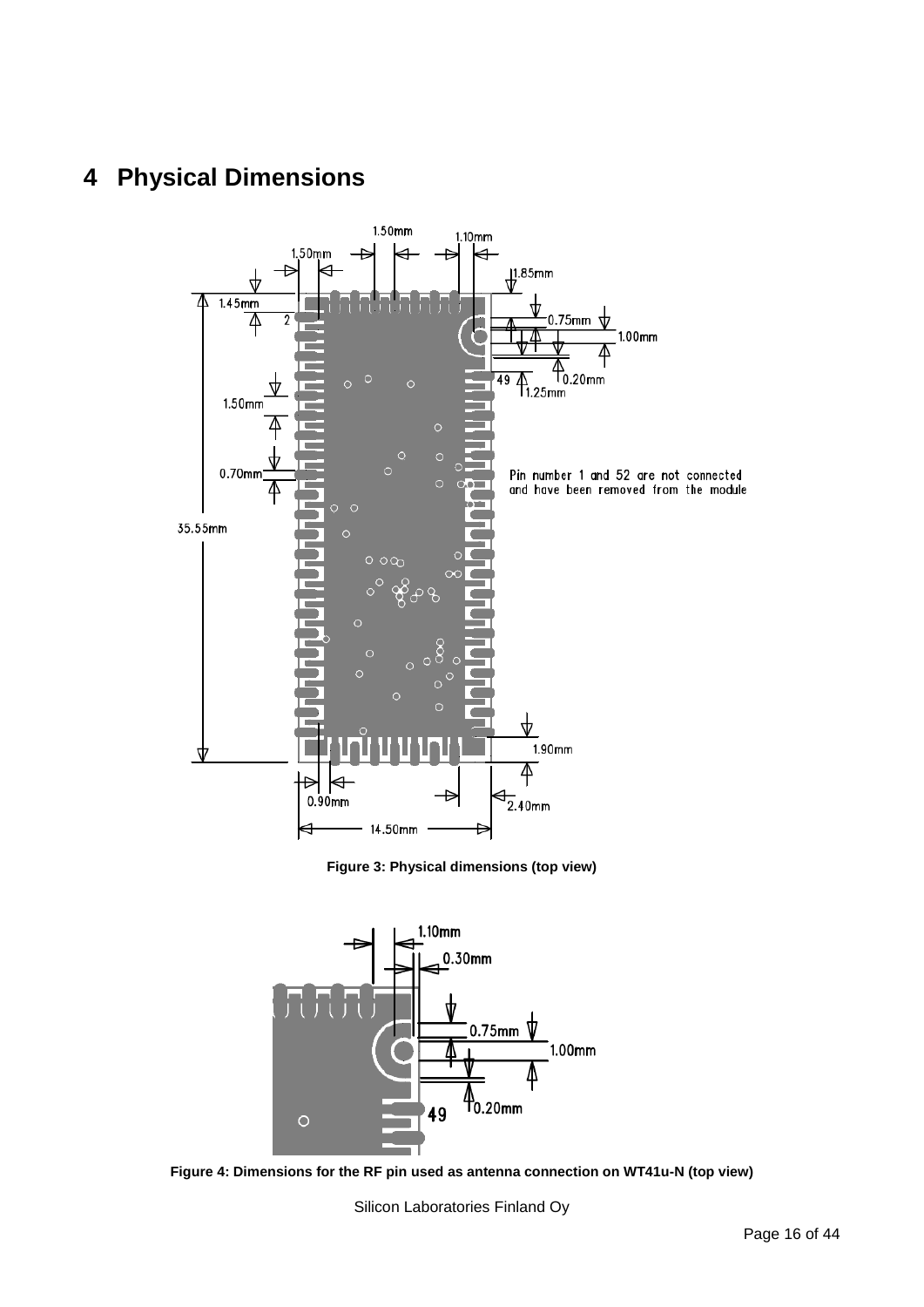# 4 Physical Dimensions

Figure 3: Physical dimensions (top view)

Figure 4: Dimensions for the RF pin used as antenna connection on WT41u-N (top view)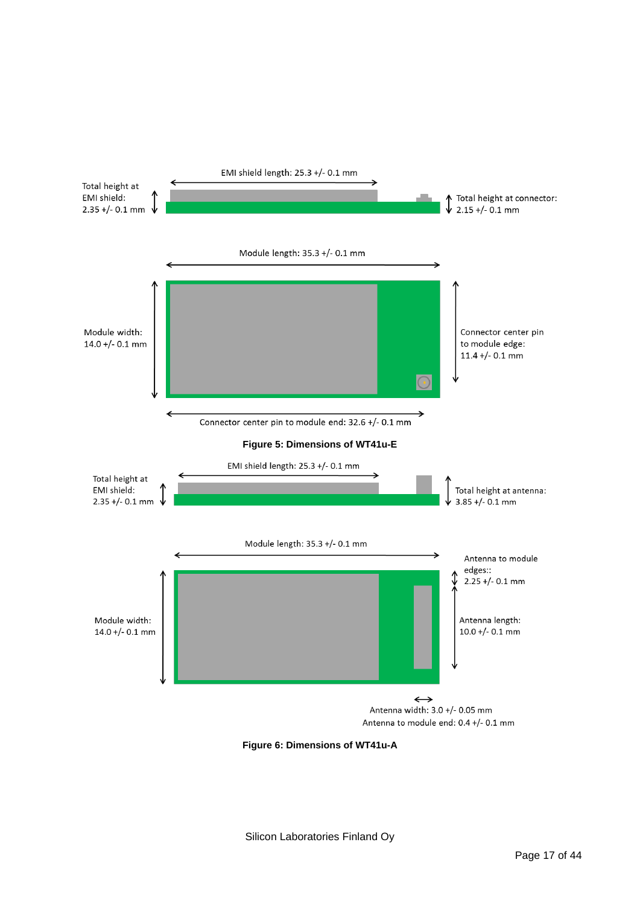EMI shield length: 25.3 +/- 0.1 mm

Total height at EMI shield: 2.35 +/- 0.1 mm

Total height at connector: 2.15 +/- 0.1 mm

Module length: 35.3 +/- 0.1 mm

Module width: 14.0 +/- 0.1 mm

Connector center pin to module edge: 11.4 +/- 0.1 mm

Connector center pin to module end: 32.6 +/- 0.1 mm

**Figure 5: Dimensions of WT41u-E**

EMI shield length: 25.3 +/- 0.1 mm

Total height at EMI shield: 2.35 +/- 0.1 mm

Total height at antenna: 3.85 +/- 0.1 mm

Module length: 35.3 +/- 0.1 mm

Antenna to module edges:: 2.25 +/- 0.1 mm

Module width: 14.0 +/- 0.1 mm

Antenna length: 10.0 +/- 0.1 mm

Antenna width: 3.0 +/- 0.05 mm

Antenna to module end: 0.4 +/- 0.1 mm

**Figure 6: Dimensions of WT41u-A**

Silicon Laboratories Finland Oy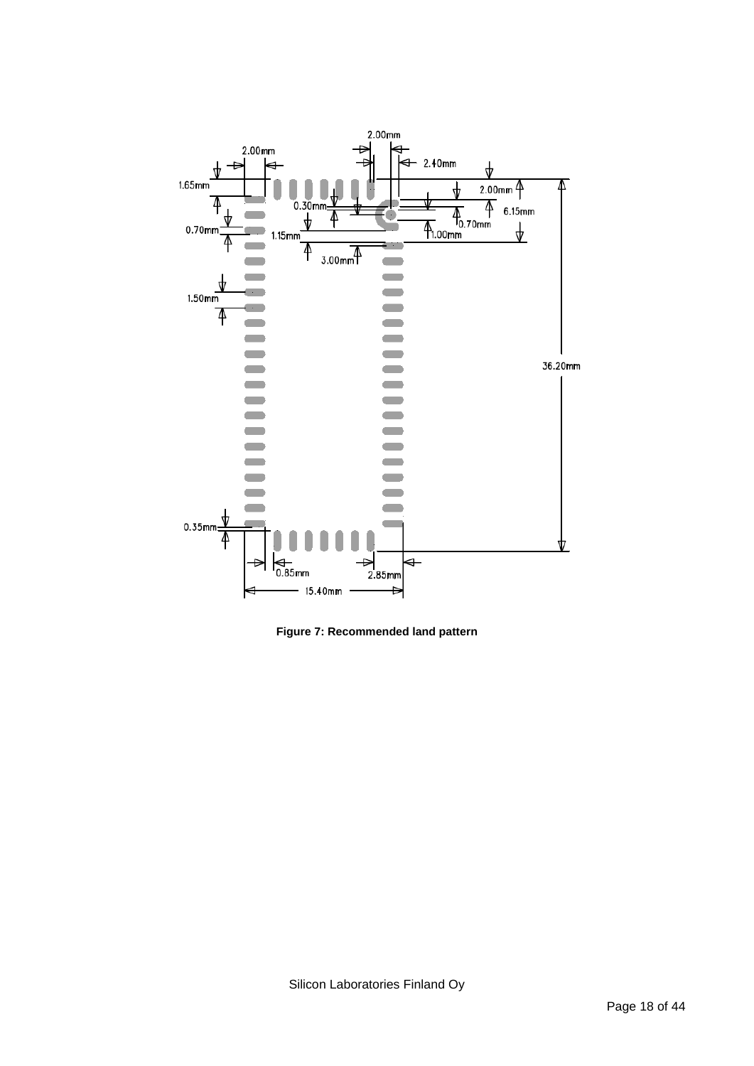2.00mm

2.00mm

2.40mm

1.65mm

2.00mm

0.30mm

6.15mm

0.70mm

0.70mm

1.15mm

1.00mm

3.00mm

1.50mm

36.20mm

0.35mm

0.85mm

2.85mm

15.40mm

**Figure 7: Recommended land pattern**

Silicon Laboratories Finland Oy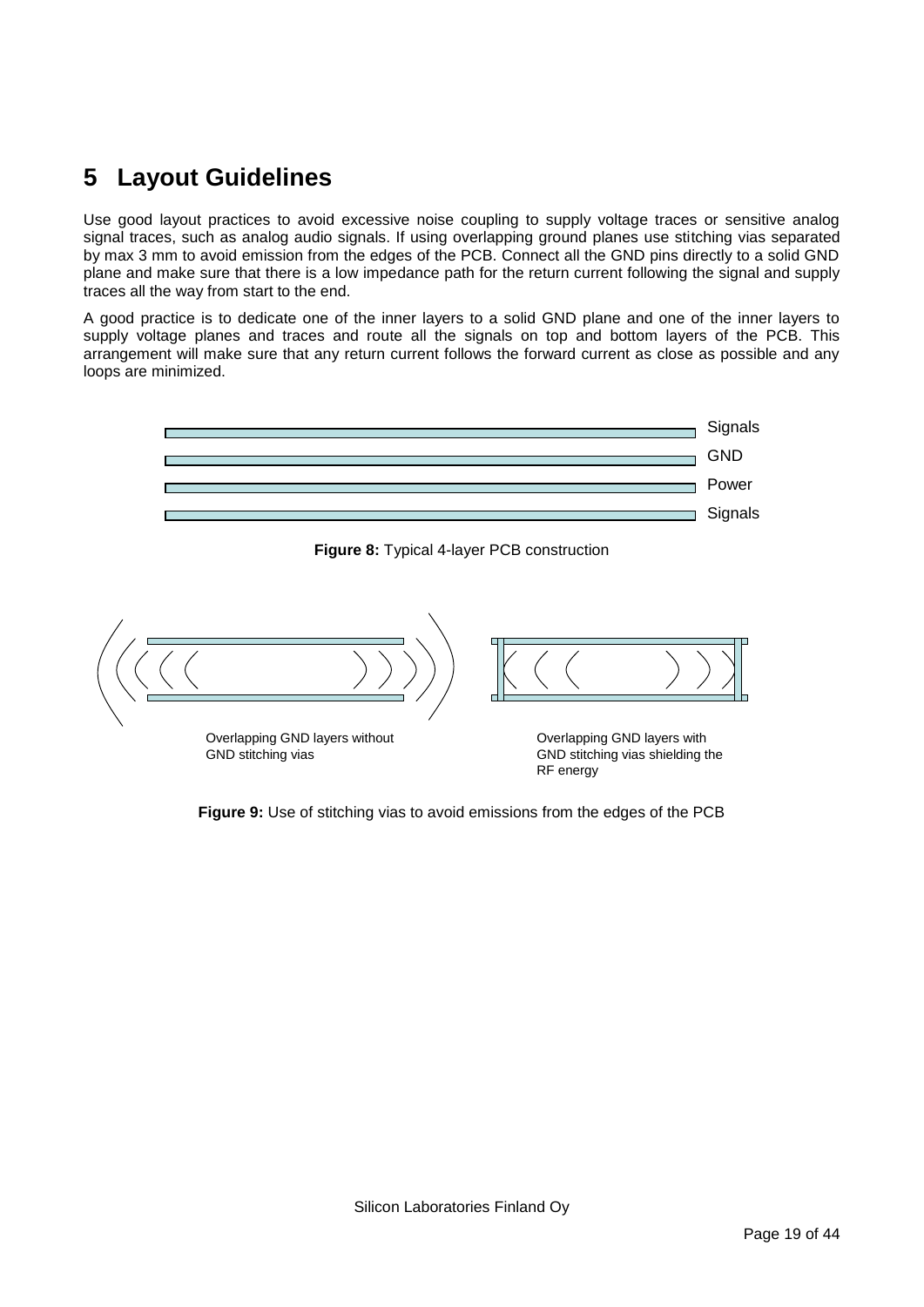# 5 Layout Guidelines

Use good layout practices to avoid excessive noise coupling to supply voltage traces or sensitive analog signal traces, such as analog audio signals. If using overlapping ground planes use stitching vias separated by max 3 mm to avoid emission from the edges of the PCB. Connect all the GND pins directly to a solid GND plane and make sure that there is a low impedance path for the return current following the signal and supply traces all the way from start to the end.

A good practice is to dedicate one of the inner layers to a solid GND plane and one of the inner layers to supply voltage planes and traces and route all the signals on top and bottom layers of the PCB. This arrangement will make sure that any return current follows the forward current as close as possible and any loops are minimized.

Signals
GND
Power
Signals

**Figure 8:** Typical 4-layer PCB construction

Overlapping GND layers without GND stitching vias

Overlapping GND layers with GND stitching vias shielding the RF energy

**Figure 9:** Use of stitching vias to avoid emissions from the edges of the PCB

Silicon Laboratories Finland Oy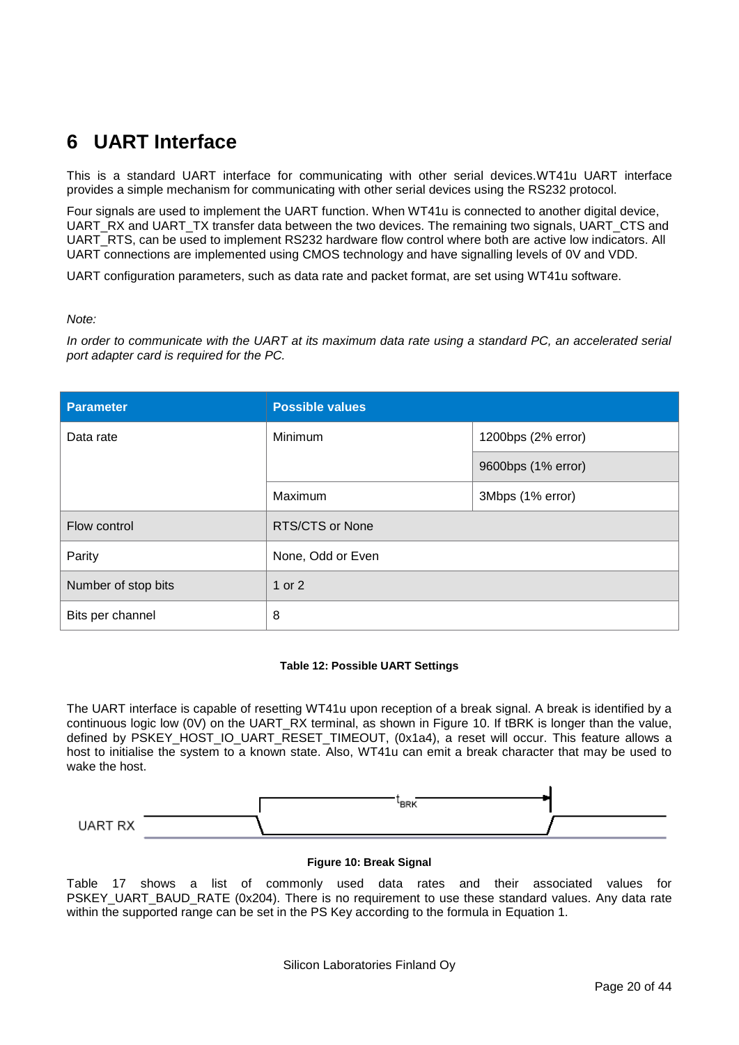# 6 UART Interface

This is a standard UART interface for communicating with other serial devices.WT41u UART interface provides a simple mechanism for communicating with other serial devices using the RS232 protocol.

Four signals are used to implement the UART function. When WT41u is connected to another digital device, UART_RX and UART_TX transfer data between the two devices. The remaining two signals, UART_CTS and UART_RTS, can be used to implement RS232 hardware flow control where both are active low indicators. All UART connections are implemented using CMOS technology and have signalling levels of 0V and VDD.

UART configuration parameters, such as data rate and packet format, are set using WT41u software.

*Note:*

*In order to communicate with the UART at its maximum data rate using a standard PC, an accelerated serial port adapter card is required for the PC.*

| Parameter | Possible values | |
|---|---|---|
| Data rate | Minimum | 1200bps (2% error) |
| | | 9600bps (1% error) |
| | Maximum | 3Mbps (1% error) |
| Flow control | RTS/CTS or None | |
| Parity | None, Odd or Even | |
| Number of stop bits | 1 or 2 | |
| Bits per channel | 8 | |

**Table 12: Possible UART Settings**

The UART interface is capable of resetting WT41u upon reception of a break signal. A break is identified by a continuous logic low (0V) on the UART_RX terminal, as shown in Figure 10. If tBRK is longer than the value, defined by PSKEY_HOST_IO_UART_RESET_TIMEOUT, (0x1a4), a reset will occur. This feature allows a host to initialise the system to a known state. Also, WT41u can emit a break character that may be used to wake the host.

**Figure 10: Break Signal**

Table 17 shows a list of commonly used data rates and their associated values for PSKEY_UART_BAUD_RATE (0x204). There is no requirement to use these standard values. Any data rate within the supported range can be set in the PS Key according to the formula in Equation 1.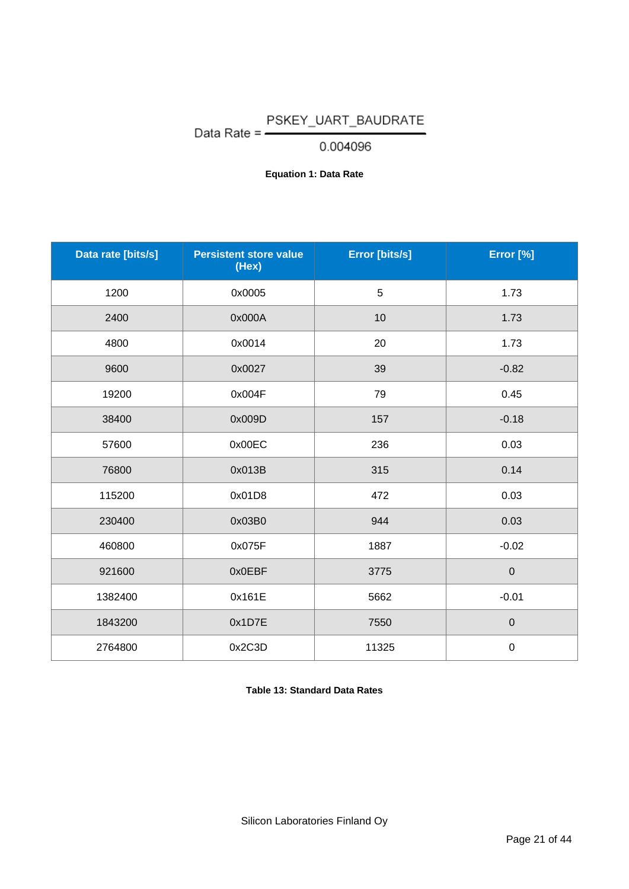$$\text{Data Rate} = \frac{\text{PSKEY\_UART\_BAUDRATE}}{0.004096}$$

**Equation 1: Data Rate**

| Data rate [bits/s] | Persistent store value (Hex) | Error [bits/s] | Error [%] |
|---|---|---|---|
| 1200 | 0x0005 | 5 | 1.73 |
| 2400 | 0x000A | 10 | 1.73 |
| 4800 | 0x0014 | 20 | 1.73 |
| 9600 | 0x0027 | 39 | -0.82 |
| 19200 | 0x004F | 79 | 0.45 |
| 38400 | 0x009D | 157 | -0.18 |
| 57600 | 0x00EC | 236 | 0.03 |
| 76800 | 0x013B | 315 | 0.14 |
| 115200 | 0x01D8 | 472 | 0.03 |
| 230400 | 0x03B0 | 944 | 0.03 |
| 460800 | 0x075F | 1887 | -0.02 |
| 921600 | 0x0EBF | 3775 | 0 |
| 1382400 | 0x161E | 5662 | -0.01 |
| 1843200 | 0x1D7E | 7550 | 0 |
| 2764800 | 0x2C3D | 11325 | 0 |

**Table 13: Standard Data Rates**

Silicon Laboratories Finland Oy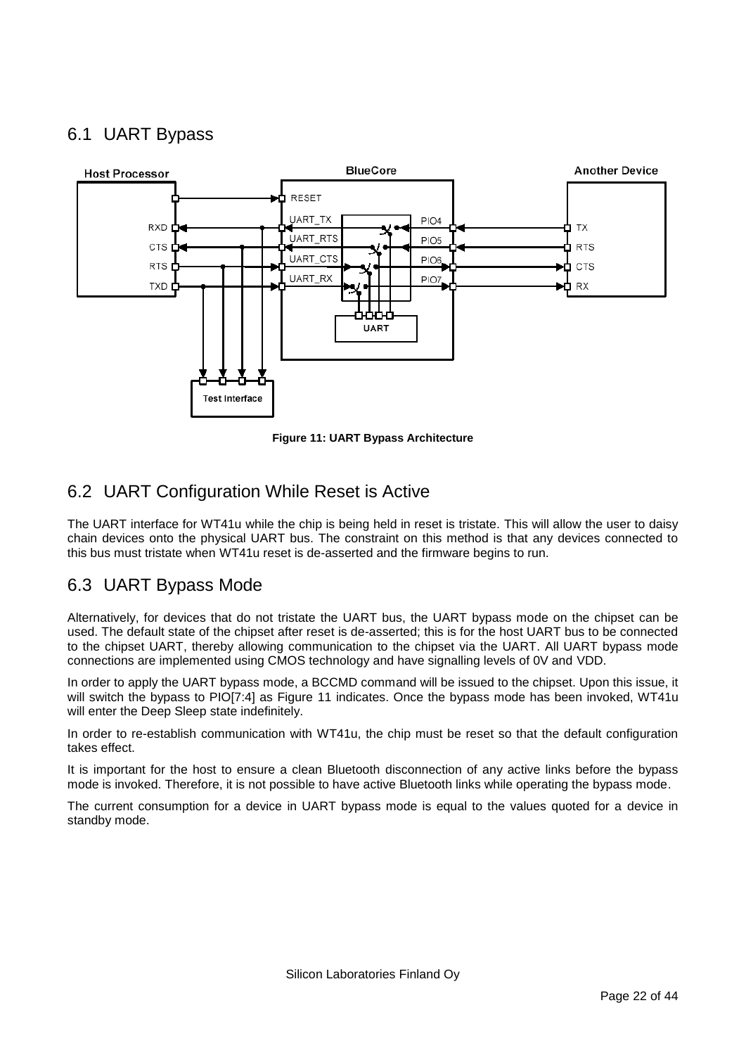## 6.1 UART Bypass

**Figure 11: UART Bypass Architecture**

## 6.2 UART Configuration While Reset is Active

The UART interface for WT41u while the chip is being held in reset is tristate. This will allow the user to daisy chain devices onto the physical UART bus. The constraint on this method is that any devices connected to this bus must tristate when WT41u reset is de-asserted and the firmware begins to run.

## 6.3 UART Bypass Mode

Alternatively, for devices that do not tristate the UART bus, the UART bypass mode on the chipset can be used. The default state of the chipset after reset is de-asserted; this is for the host UART bus to be connected to the chipset UART, thereby allowing communication to the chipset via the UART. All UART bypass mode connections are implemented using CMOS technology and have signalling levels of 0V and VDD.

In order to apply the UART bypass mode, a BCCMD command will be issued to the chipset. Upon this issue, it will switch the bypass to PIO[7:4] as Figure 11 indicates. Once the bypass mode has been invoked, WT41u will enter the Deep Sleep state indefinitely.

In order to re-establish communication with WT41u, the chip must be reset so that the default configuration takes effect.

It is important for the host to ensure a clean Bluetooth disconnection of any active links before the bypass mode is invoked. Therefore, it is not possible to have active Bluetooth links while operating the bypass mode.

The current consumption for a device in UART bypass mode is equal to the values quoted for a device in standby mode.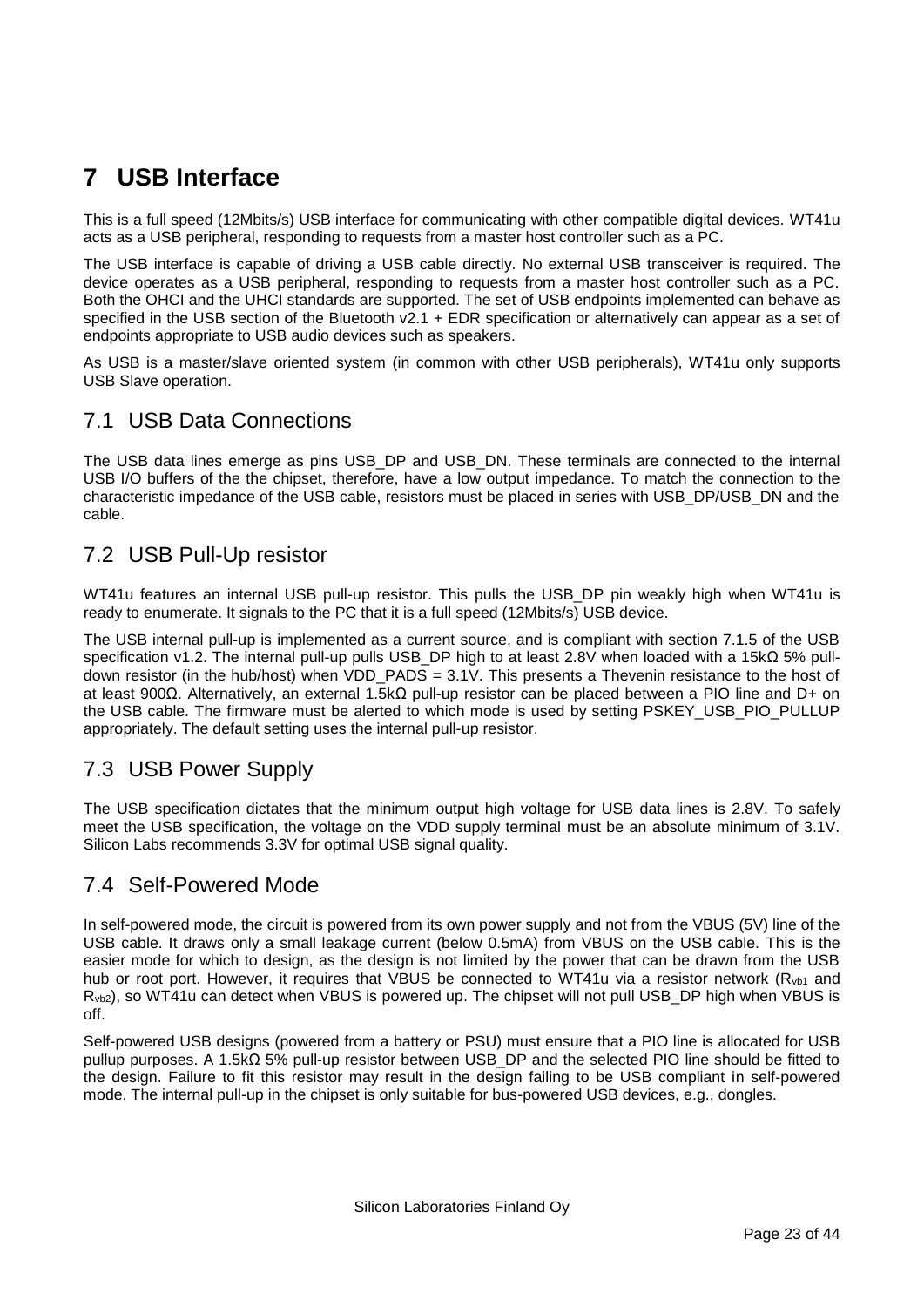# 7 USB Interface

This is a full speed (12Mbits/s) USB interface for communicating with other compatible digital devices. WT41u acts as a USB peripheral, responding to requests from a master host controller such as a PC.

The USB interface is capable of driving a USB cable directly. No external USB transceiver is required. The device operates as a USB peripheral, responding to requests from a master host controller such as a PC. Both the OHCI and the UHCI standards are supported. The set of USB endpoints implemented can behave as specified in the USB section of the Bluetooth v2.1 + EDR specification or alternatively can appear as a set of endpoints appropriate to USB audio devices such as speakers.

As USB is a master/slave oriented system (in common with other USB peripherals), WT41u only supports USB Slave operation.

## 7.1 USB Data Connections

The USB data lines emerge as pins USB_DP and USB_DN. These terminals are connected to the internal USB I/O buffers of the the chipset, therefore, have a low output impedance. To match the connection to the characteristic impedance of the USB cable, resistors must be placed in series with USB_DP/USB_DN and the cable.

## 7.2 USB Pull-Up resistor

WT41u features an internal USB pull-up resistor. This pulls the USB_DP pin weakly high when WT41u is ready to enumerate. It signals to the PC that it is a full speed (12Mbits/s) USB device.

The USB internal pull-up is implemented as a current source, and is compliant with section 7.1.5 of the USB specification v1.2. The internal pull-up pulls USB_DP high to at least 2.8V when loaded with a 15kΩ 5% pull-down resistor (in the hub/host) when VDD_PADS = 3.1V. This presents a Thevenin resistance to the host of at least 900Ω. Alternatively, an external 1.5kΩ pull-up resistor can be placed between a PIO line and D+ on the USB cable. The firmware must be alerted to which mode is used by setting PSKEY_USB_PIO_PULLUP appropriately. The default setting uses the internal pull-up resistor.

## 7.3 USB Power Supply

The USB specification dictates that the minimum output high voltage for USB data lines is 2.8V. To safely meet the USB specification, the voltage on the VDD supply terminal must be an absolute minimum of 3.1V. Silicon Labs recommends 3.3V for optimal USB signal quality.

## 7.4 Self-Powered Mode

In self-powered mode, the circuit is powered from its own power supply and not from the VBUS (5V) line of the USB cable. It draws only a small leakage current (below 0.5mA) from VBUS on the USB cable. This is the easier mode for which to design, as the design is not limited by the power that can be drawn from the USB hub or root port. However, it requires that VBUS be connected to WT41u via a resistor network ($R_{vb1}$ and $R_{vb2}$), so WT41u can detect when VBUS is powered up. The chipset will not pull USB_DP high when VBUS is off.

Self-powered USB designs (powered from a battery or PSU) must ensure that a PIO line is allocated for USB pullup purposes. A 1.5kΩ 5% pull-up resistor between USB_DP and the selected PIO line should be fitted to the design. Failure to fit this resistor may result in the design failing to be USB compliant in self-powered mode. The internal pull-up in the chipset is only suitable for bus-powered USB devices, e.g., dongles.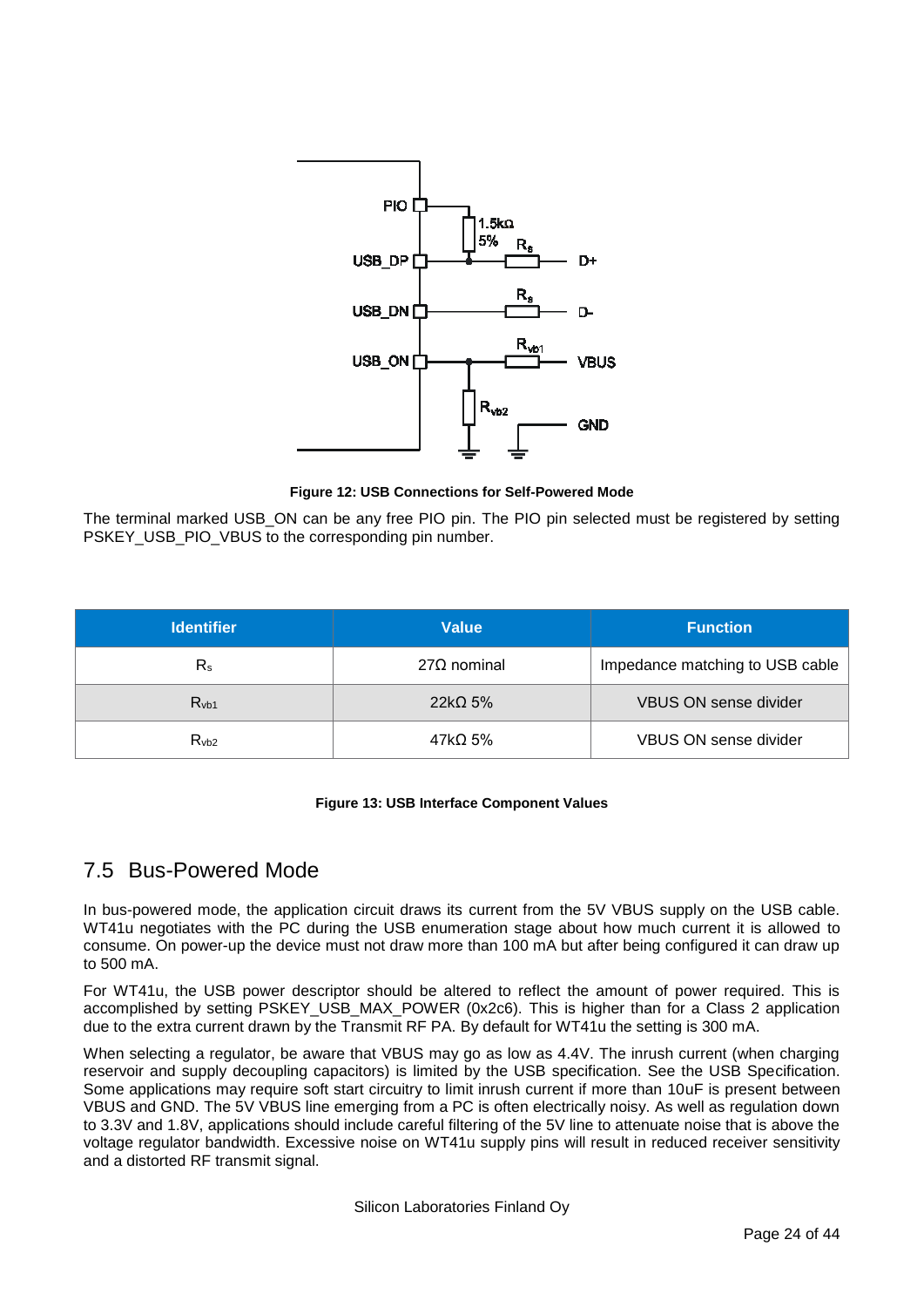Figure 12: USB Connections for Self-Powered Mode

The terminal marked USB_ON can be any free PIO pin. The PIO pin selected must be registered by setting PSKEY_USB_PIO_VBUS to the corresponding pin number.

| Identifier | Value | Function |
|---|---|---|
| $R_s$ | 27Ω nominal | Impedance matching to USB cable |
| $R_{vb1}$ | 22kΩ 5% | VBUS ON sense divider |
| $R_{vb2}$ | 47kΩ 5% | VBUS ON sense divider |

**Figure 13: USB Interface Component Values**

## 7.5 Bus-Powered Mode

In bus-powered mode, the application circuit draws its current from the 5V VBUS supply on the USB cable. WT41u negotiates with the PC during the USB enumeration stage about how much current it is allowed to consume. On power-up the device must not draw more than 100 mA but after being configured it can draw up to 500 mA.

For WT41u, the USB power descriptor should be altered to reflect the amount of power required. This is accomplished by setting PSKEY_USB_MAX_POWER (0x2c6). This is higher than for a Class 2 application due to the extra current drawn by the Transmit RF PA. By default for WT41u the setting is 300 mA.

When selecting a regulator, be aware that VBUS may go as low as 4.4V. The inrush current (when charging reservoir and supply decoupling capacitors) is limited by the USB specification. See the USB Specification. Some applications may require soft start circuitry to limit inrush current if more than 10uF is present between VBUS and GND. The 5V VBUS line emerging from a PC is often electrically noisy. As well as regulation down to 3.3V and 1.8V, applications should include careful filtering of the 5V line to attenuate noise that is above the voltage regulator bandwidth. Excessive noise on WT41u supply pins will result in reduced receiver sensitivity and a distorted RF transmit signal.

Silicon Laboratories Finland Oy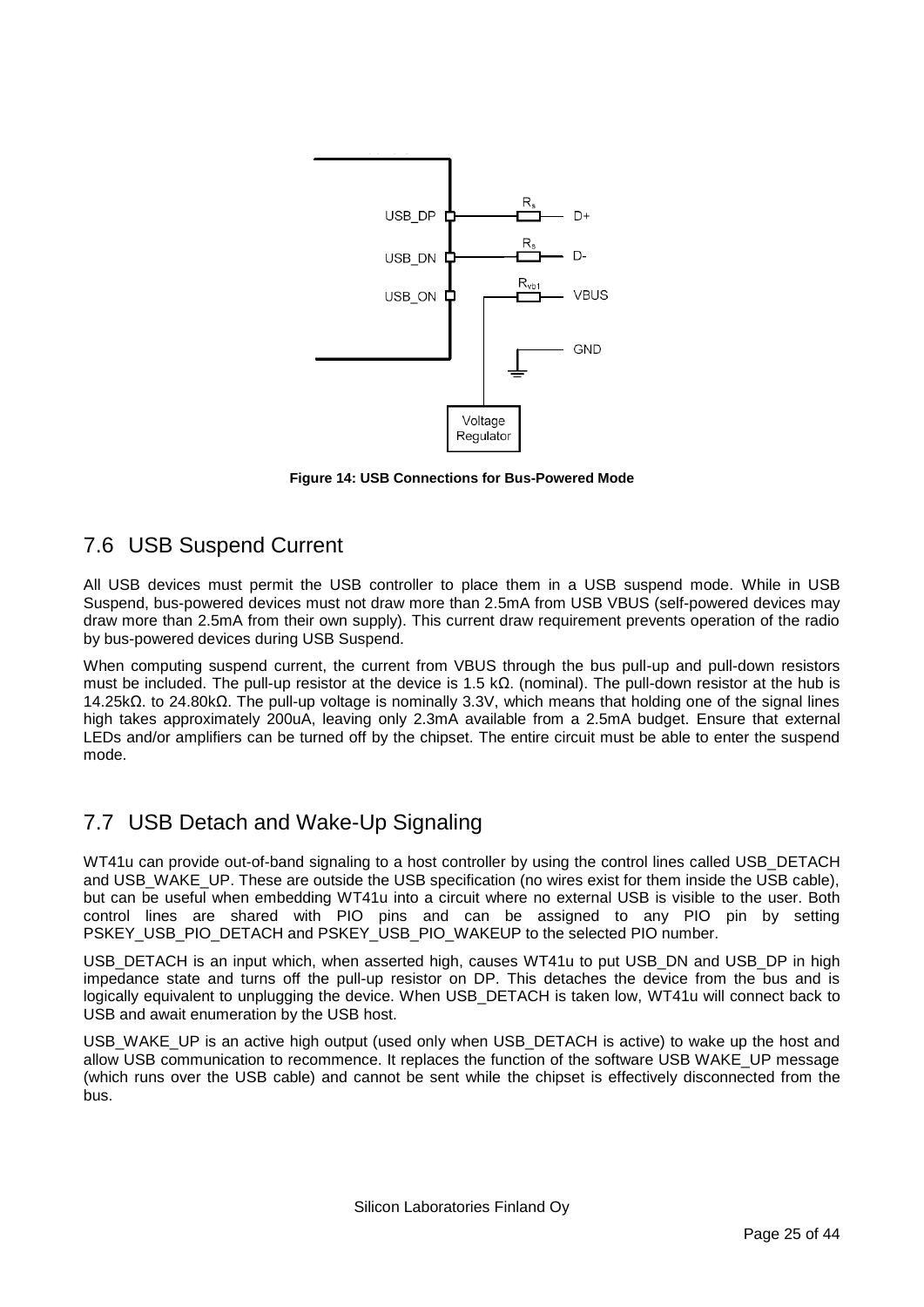Figure 14: USB Connections for Bus-Powered Mode

## 7.6 USB Suspend Current

All USB devices must permit the USB controller to place them in a USB suspend mode. While in USB Suspend, bus-powered devices must not draw more than 2.5mA from USB VBUS (self-powered devices may draw more than 2.5mA from their own supply). This current draw requirement prevents operation of the radio by bus-powered devices during USB Suspend.

When computing suspend current, the current from VBUS through the bus pull-up and pull-down resistors must be included. The pull-up resistor at the device is 1.5 kΩ. (nominal). The pull-down resistor at the hub is 14.25kΩ. to 24.80kΩ. The pull-up voltage is nominally 3.3V, which means that holding one of the signal lines high takes approximately 200uA, leaving only 2.3mA available from a 2.5mA budget. Ensure that external LEDs and/or amplifiers can be turned off by the chipset. The entire circuit must be able to enter the suspend mode.

## 7.7 USB Detach and Wake-Up Signaling

WT41u can provide out-of-band signaling to a host controller by using the control lines called USB_DETACH and USB_WAKE_UP. These are outside the USB specification (no wires exist for them inside the USB cable), but can be useful when embedding WT41u into a circuit where no external USB is visible to the user. Both control lines are shared with PIO pins and can be assigned to any PIO pin by setting PSKEY_USB_PIO_DETACH and PSKEY_USB_PIO_WAKEUP to the selected PIO number.

USB_DETACH is an input which, when asserted high, causes WT41u to put USB_DN and USB_DP in high impedance state and turns off the pull-up resistor on DP. This detaches the device from the bus and is logically equivalent to unplugging the device. When USB_DETACH is taken low, WT41u will connect back to USB and await enumeration by the USB host.

USB_WAKE_UP is an active high output (used only when USB_DETACH is active) to wake up the host and allow USB communication to recommence. It replaces the function of the software USB WAKE_UP message (which runs over the USB cable) and cannot be sent while the chipset is effectively disconnected from the bus.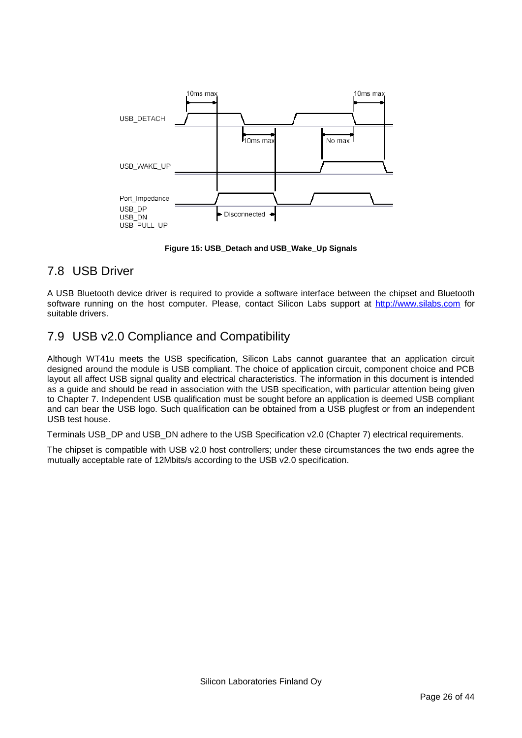**Figure 15: USB_Detach and USB_Wake_Up Signals**

## 7.8 USB Driver

A USB Bluetooth device driver is required to provide a software interface between the chipset and Bluetooth software running on the host computer. Please, contact Silicon Labs support at http://www.silabs.com for suitable drivers.

## 7.9 USB v2.0 Compliance and Compatibility

Although WT41u meets the USB specification, Silicon Labs cannot guarantee that an application circuit designed around the module is USB compliant. The choice of application circuit, component choice and PCB layout all affect USB signal quality and electrical characteristics. The information in this document is intended as a guide and should be read in association with the USB specification, with particular attention being given to Chapter 7. Independent USB qualification must be sought before an application is deemed USB compliant and can bear the USB logo. Such qualification can be obtained from a USB plugfest or from an independent USB test house.

Terminals USB_DP and USB_DN adhere to the USB Specification v2.0 (Chapter 7) electrical requirements.

The chipset is compatible with USB v2.0 host controllers; under these circumstances the two ends agree the mutually acceptable rate of 12Mbits/s according to the USB v2.0 specification.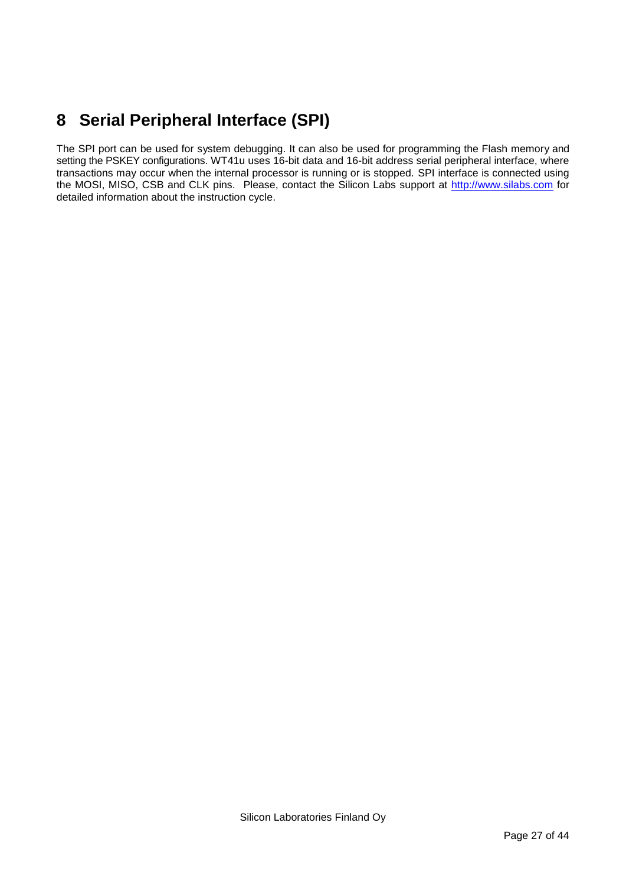# 8 Serial Peripheral Interface (SPI)

The SPI port can be used for system debugging. It can also be used for programming the Flash memory and setting the PSKEY configurations. WT41u uses 16-bit data and 16-bit address serial peripheral interface, where transactions may occur when the internal processor is running or is stopped. SPI interface is connected using the MOSI, MISO, CSB and CLK pins. Please, contact the Silicon Labs support at [http://www.silabs.com](http://www.silabs.com) for detailed information about the instruction cycle.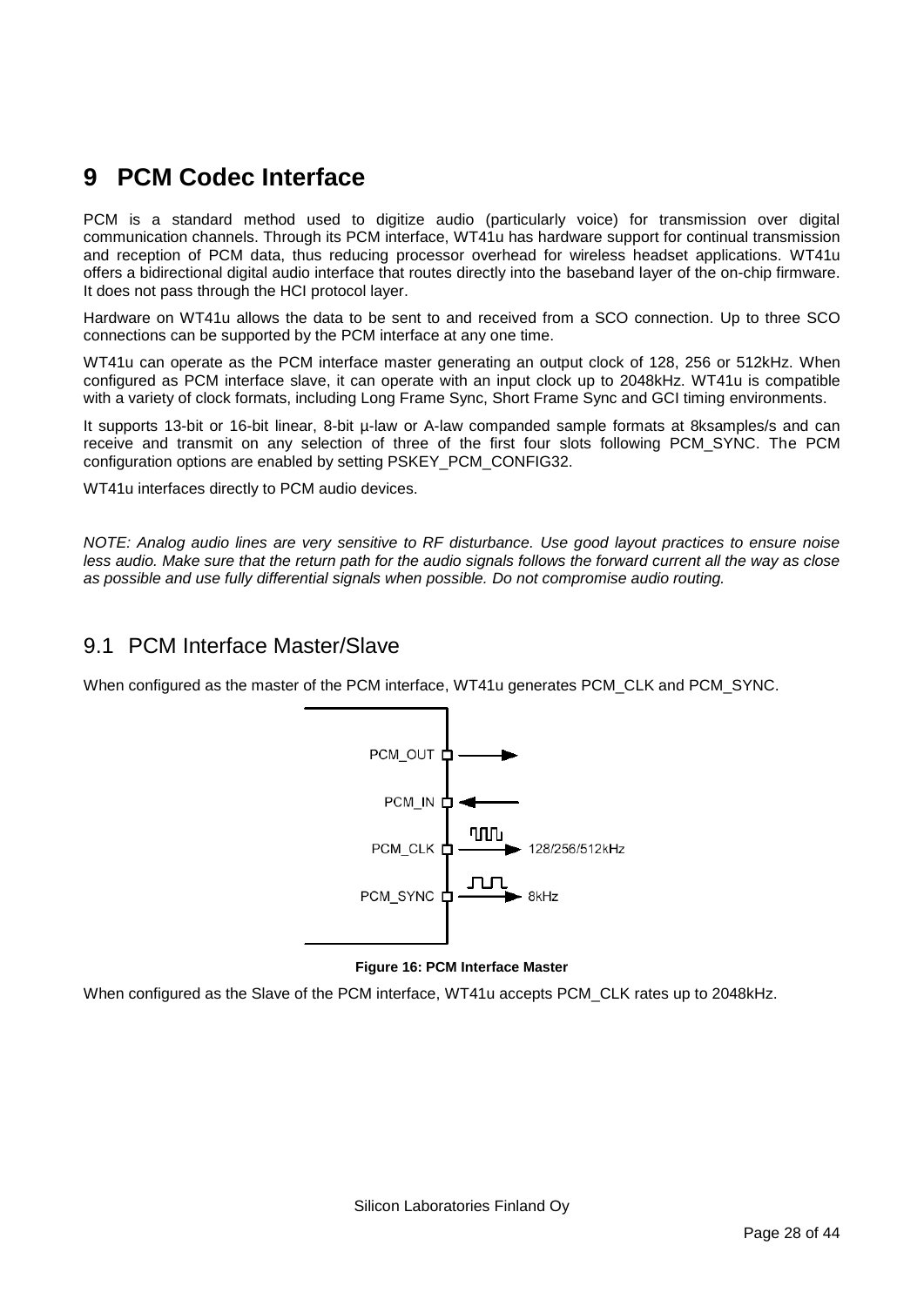# 9 PCM Codec Interface

PCM is a standard method used to digitize audio (particularly voice) for transmission over digital communication channels. Through its PCM interface, WT41u has hardware support for continual transmission and reception of PCM data, thus reducing processor overhead for wireless headset applications. WT41u offers a bidirectional digital audio interface that routes directly into the baseband layer of the on-chip firmware. It does not pass through the HCI protocol layer.

Hardware on WT41u allows the data to be sent to and received from a SCO connection. Up to three SCO connections can be supported by the PCM interface at any one time.

WT41u can operate as the PCM interface master generating an output clock of 128, 256 or 512kHz. When configured as PCM interface slave, it can operate with an input clock up to 2048kHz. WT41u is compatible with a variety of clock formats, including Long Frame Sync, Short Frame Sync and GCI timing environments.

It supports 13-bit or 16-bit linear, 8-bit µ-law or A-law companded sample formats at 8ksamples/s and can receive and transmit on any selection of three of the first four slots following PCM_SYNC. The PCM configuration options are enabled by setting PSKEY_PCM_CONFIG32.

WT41u interfaces directly to PCM audio devices.

*NOTE: Analog audio lines are very sensitive to RF disturbance. Use good layout practices to ensure noise less audio. Make sure that the return path for the audio signals follows the forward current all the way as close as possible and use fully differential signals when possible. Do not compromise audio routing.*

## 9.1 PCM Interface Master/Slave

When configured as the master of the PCM interface, WT41u generates PCM_CLK and PCM_SYNC.

PCM_OUT
PCM_IN
PCM_CLK 128/256/512kHz
PCM_SYNC 8kHz

**Figure 16: PCM Interface Master**

When configured as the Slave of the PCM interface, WT41u accepts PCM_CLK rates up to 2048kHz.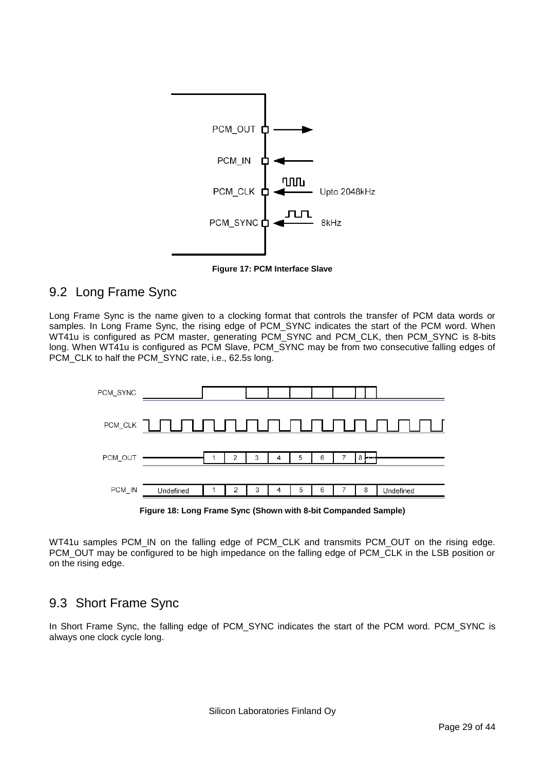Figure 17: PCM Interface Slave

## 9.2 Long Frame Sync

Long Frame Sync is the name given to a clocking format that controls the transfer of PCM data words or samples. In Long Frame Sync, the rising edge of PCM_SYNC indicates the start of the PCM word. When WT41u is configured as PCM master, generating PCM_SYNC and PCM_CLK, then PCM_SYNC is 8-bits long. When WT41u is configured as PCM Slave, PCM_SYNC may be from two consecutive falling edges of PCM_CLK to half the PCM_SYNC rate, i.e., 62.5s long.

Figure 18: Long Frame Sync (Shown with 8-bit Companded Sample)

WT41u samples PCM_IN on the falling edge of PCM_CLK and transmits PCM_OUT on the rising edge. PCM_OUT may be configured to be high impedance on the falling edge of PCM_CLK in the LSB position or on the rising edge.

## 9.3 Short Frame Sync

In Short Frame Sync, the falling edge of PCM_SYNC indicates the start of the PCM word. PCM_SYNC is always one clock cycle long.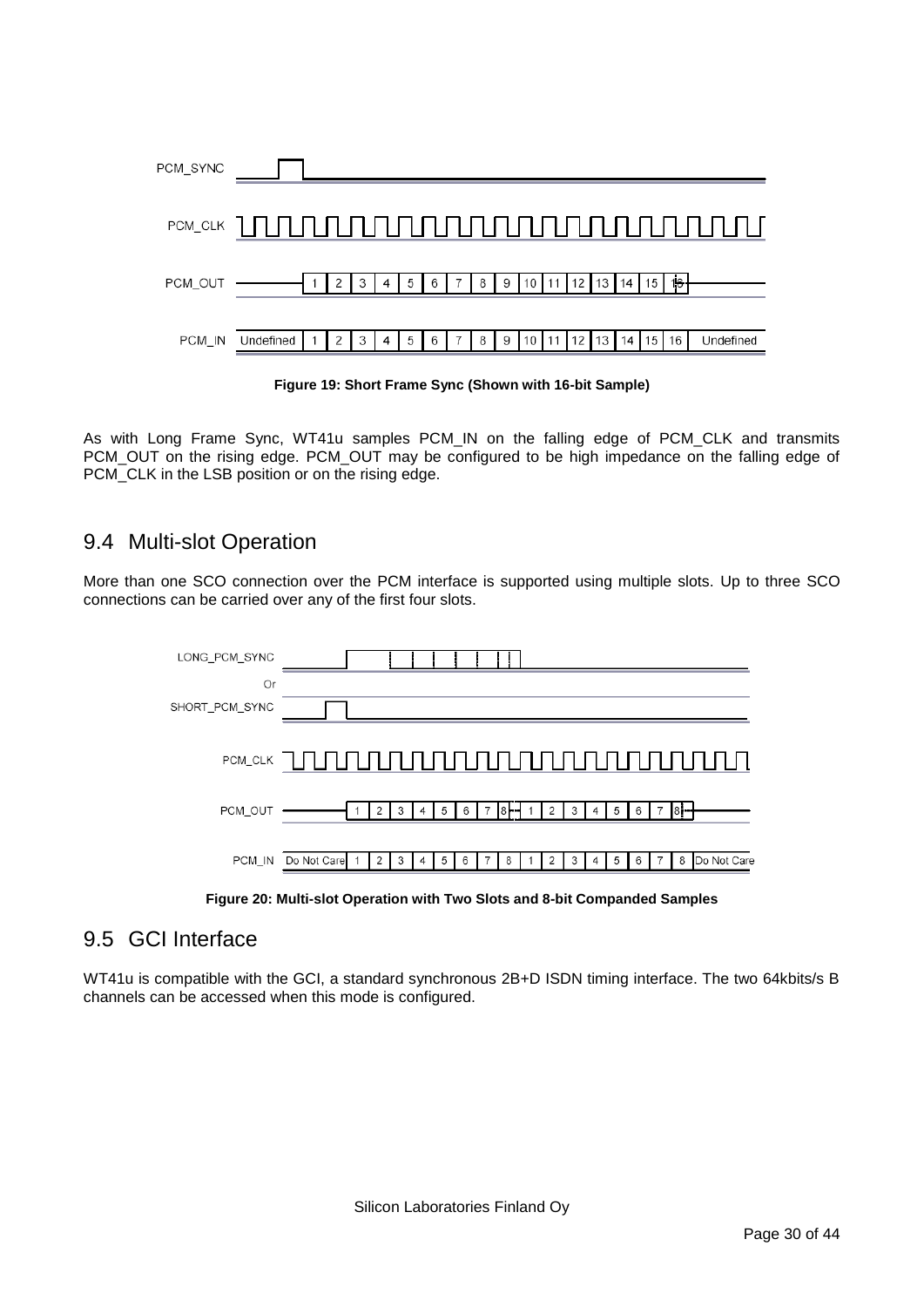Figure 19: Short Frame Sync (Shown with 16-bit Sample)

As with Long Frame Sync, WT41u samples PCM_IN on the falling edge of PCM_CLK and transmits PCM_OUT on the rising edge. PCM_OUT may be configured to be high impedance on the falling edge of PCM_CLK in the LSB position or on the rising edge.

## 9.4 Multi-slot Operation

More than one SCO connection over the PCM interface is supported using multiple slots. Up to three SCO connections can be carried over any of the first four slots.

Figure 20: Multi-slot Operation with Two Slots and 8-bit Companded Samples

## 9.5 GCI Interface

WT41u is compatible with the GCI, a standard synchronous 2B+D ISDN timing interface. The two 64kbits/s B channels can be accessed when this mode is configured.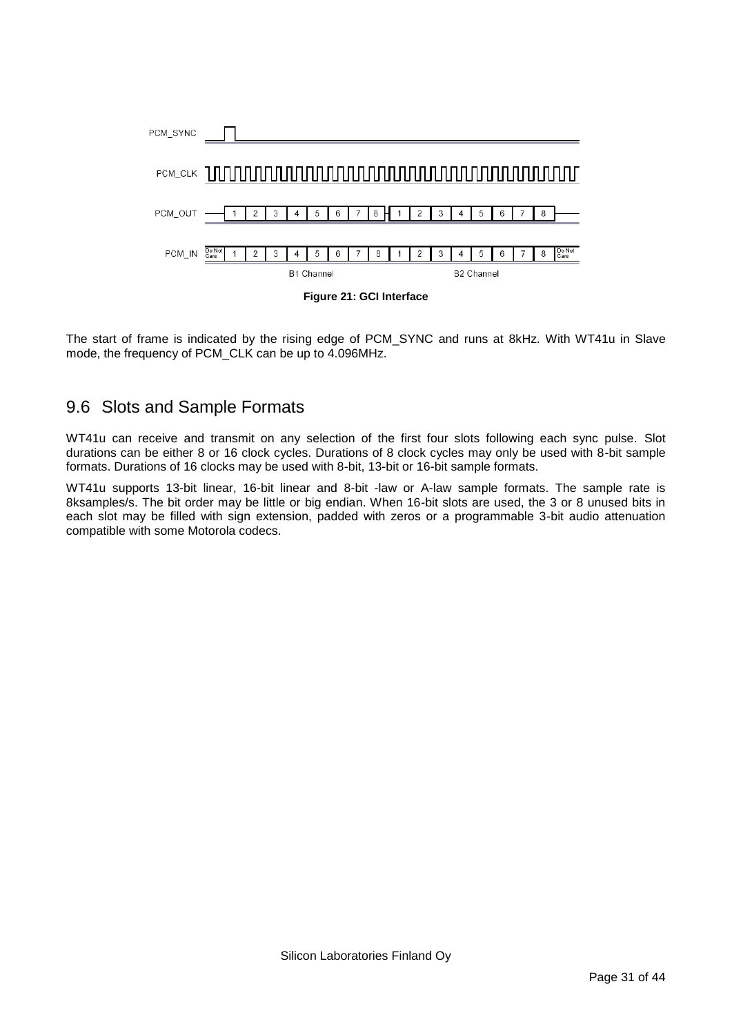PCM_SYNC

PCM_CLK

PCM_OUT 1 2 3 4 5 6 7 8 1 2 3 4 5 6 7 8

PCM_IN Do Not Care 1 2 3 4 5 6 7 8 1 2 3 4 5 6 7 8 Do Not Care

B1 Channel B2 Channel

**Figure 21: GCI Interface**

The start of frame is indicated by the rising edge of PCM_SYNC and runs at 8kHz. With WT41u in Slave mode, the frequency of PCM_CLK can be up to 4.096MHz.

## 9.6 Slots and Sample Formats

WT41u can receive and transmit on any selection of the first four slots following each sync pulse. Slot durations can be either 8 or 16 clock cycles. Durations of 8 clock cycles may only be used with 8-bit sample formats. Durations of 16 clocks may be used with 8-bit, 13-bit or 16-bit sample formats.

WT41u supports 13-bit linear, 16-bit linear and 8-bit -law or A-law sample formats. The sample rate is 8ksamples/s. The bit order may be little or big endian. When 16-bit slots are used, the 3 or 8 unused bits in each slot may be filled with sign extension, padded with zeros or a programmable 3-bit audio attenuation compatible with some Motorola codecs.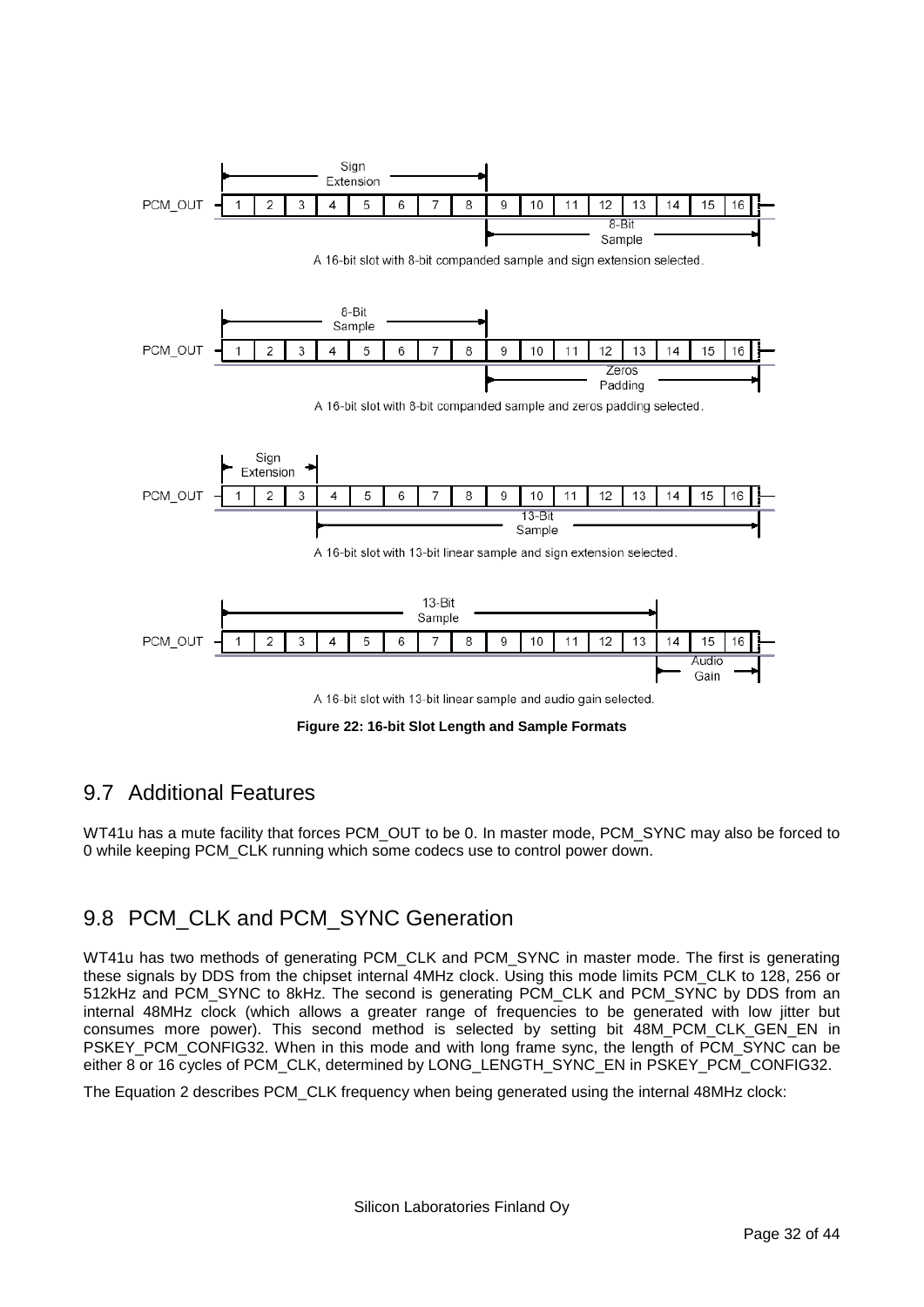A 16-bit slot with 8-bit companded sample and sign extension selected.

A 16-bit slot with 8-bit companded sample and zeros padding selected.

A 16-bit slot with 13-bit linear sample and sign extension selected.

A 16-bit slot with 13-bit linear sample and audio gain selected.

**Figure 22: 16-bit Slot Length and Sample Formats**

## 9.7 Additional Features

WT41u has a mute facility that forces PCM_OUT to be 0. In master mode, PCM_SYNC may also be forced to 0 while keeping PCM_CLK running which some codecs use to control power down.

## 9.8 PCM_CLK and PCM_SYNC Generation

WT41u has two methods of generating PCM_CLK and PCM_SYNC in master mode. The first is generating these signals by DDS from the chipset internal 4MHz clock. Using this mode limits PCM_CLK to 128, 256 or 512kHz and PCM_SYNC to 8kHz. The second is generating PCM_CLK and PCM_SYNC by DDS from an internal 48MHz clock (which allows a greater range of frequencies to be generated with low jitter but consumes more power). This second method is selected by setting bit 48M_PCM_CLK_GEN_EN in PSKEY_PCM_CONFIG32. When in this mode and with long frame sync, the length of PCM_SYNC can be either 8 or 16 cycles of PCM_CLK, determined by LONG_LENGTH_SYNC_EN in PSKEY_PCM_CONFIG32.

The Equation 2 describes PCM_CLK frequency when being generated using the internal 48MHz clock: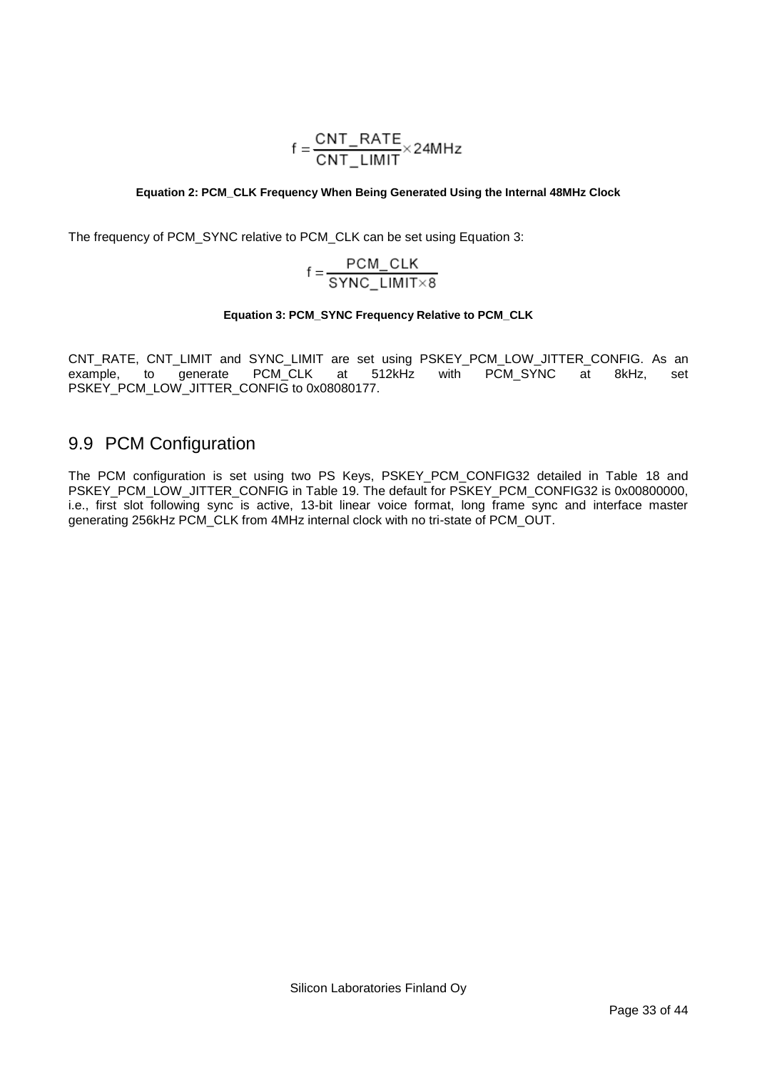$$f = \frac{CNT\_RATE}{CNT\_LIMIT} \times 24MHz$$

**Equation 2: PCM_CLK Frequency When Being Generated Using the Internal 48MHz Clock**

The frequency of PCM_SYNC relative to PCM_CLK can be set using Equation 3:

$$f = \frac{PCM\_CLK}{SYNC\_LIMIT \times 8}$$

**Equation 3: PCM_SYNC Frequency Relative to PCM_CLK**

CNT_RATE, CNT_LIMIT and SYNC_LIMIT are set using PSKEY_PCM_LOW_JITTER_CONFIG. As an example, to generate PCM_CLK at 512kHz with PCM_SYNC at 8kHz, set PSKEY_PCM_LOW_JITTER_CONFIG to 0x08080177.

## 9.9 PCM Configuration

The PCM configuration is set using two PS Keys, PSKEY_PCM_CONFIG32 detailed in Table 18 and PSKEY_PCM_LOW_JITTER_CONFIG in Table 19. The default for PSKEY_PCM_CONFIG32 is 0x00800000, i.e., first slot following sync is active, 13-bit linear voice format, long frame sync and interface master generating 256kHz PCM_CLK from 4MHz internal clock with no tri-state of PCM_OUT.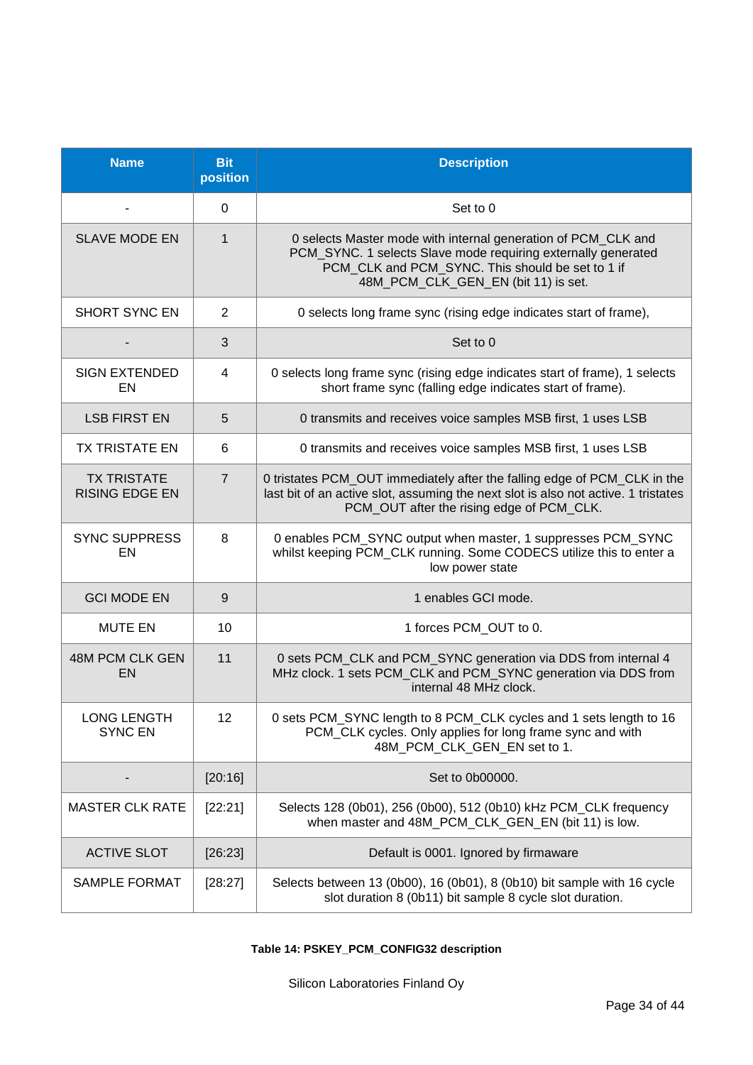| Name | Bit position | Description |
|---|---|---|
| - | 0 | Set to 0 |
| SLAVE MODE EN | 1 | 0 selects Master mode with internal generation of PCM_CLK and PCM_SYNC. 1 selects Slave mode requiring externally generated PCM_CLK and PCM_SYNC. This should be set to 1 if 48M_PCM_CLK_GEN_EN (bit 11) is set. |
| SHORT SYNC EN | 2 | 0 selects long frame sync (rising edge indicates start of frame), |
| - | 3 | Set to 0 |
| SIGN EXTENDED EN | 4 | 0 selects long frame sync (rising edge indicates start of frame), 1 selects short frame sync (falling edge indicates start of frame). |
| LSB FIRST EN | 5 | 0 transmits and receives voice samples MSB first, 1 uses LSB |
| TX TRISTATE EN | 6 | 0 transmits and receives voice samples MSB first, 1 uses LSB |
| TX TRISTATE RISING EDGE EN | 7 | 0 tristates PCM_OUT immediately after the falling edge of PCM_CLK in the last bit of an active slot, assuming the next slot is also not active. 1 tristates PCM_OUT after the rising edge of PCM_CLK. |
| SYNC SUPPRESS EN | 8 | 0 enables PCM_SYNC output when master, 1 suppresses PCM_SYNC whilst keeping PCM_CLK running. Some CODECS utilize this to enter a low power state |
| GCI MODE EN | 9 | 1 enables GCI mode. |
| MUTE EN | 10 | 1 forces PCM_OUT to 0. |
| 48M PCM CLK GEN EN | 11 | 0 sets PCM_CLK and PCM_SYNC generation via DDS from internal 4 MHz clock. 1 sets PCM_CLK and PCM_SYNC generation via DDS from internal 48 MHz clock. |
| LONG LENGTH SYNC EN | 12 | 0 sets PCM_SYNC length to 8 PCM_CLK cycles and 1 sets length to 16 PCM_CLK cycles. Only applies for long frame sync and with 48M_PCM_CLK_GEN_EN set to 1. |
| - | [20:16] | Set to 0b00000. |
| MASTER CLK RATE | [22:21] | Selects 128 (0b01), 256 (0b00), 512 (0b10) kHz PCM_CLK frequency when master and 48M_PCM_CLK_GEN_EN (bit 11) is low. |
| ACTIVE SLOT | [26:23] | Default is 0001. Ignored by firmaware |
| SAMPLE FORMAT | [28:27] | Selects between 13 (0b00), 16 (0b01), 8 (0b10) bit sample with 16 cycle slot duration 8 (0b11) bit sample 8 cycle slot duration. |

**Table 14: PSKEY_PCM_CONFIG32 description**

Silicon Laboratories Finland Oy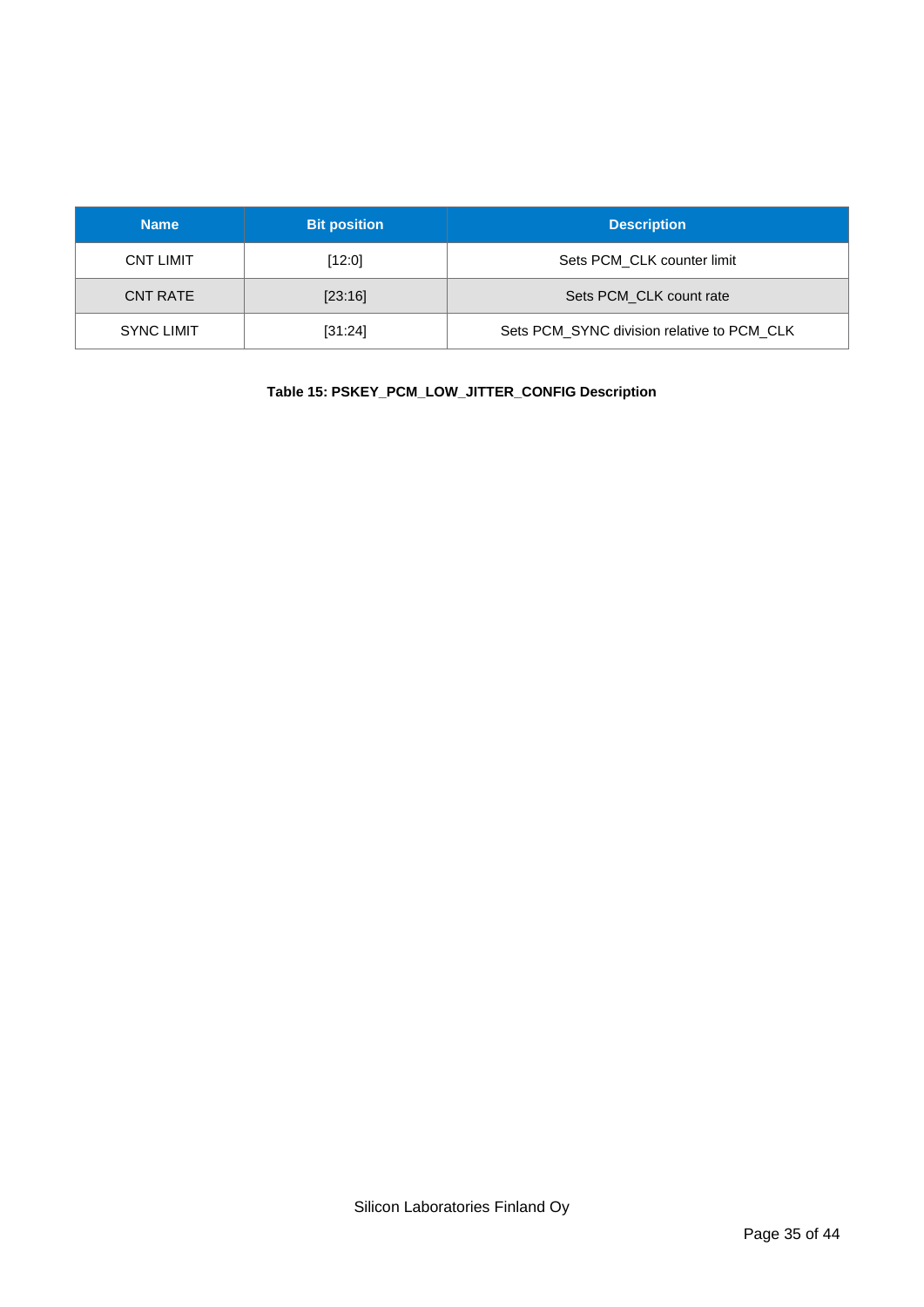| Name | Bit position | Description |
| --- | --- | --- |
| CNT LIMIT | [12:0] | Sets PCM_CLK counter limit |
| CNT RATE | [23:16] | Sets PCM_CLK count rate |
| SYNC LIMIT | [31:24] | Sets PCM_SYNC division relative to PCM_CLK |

**Table 15: PSKEY_PCM_LOW_JITTER_CONFIG Description**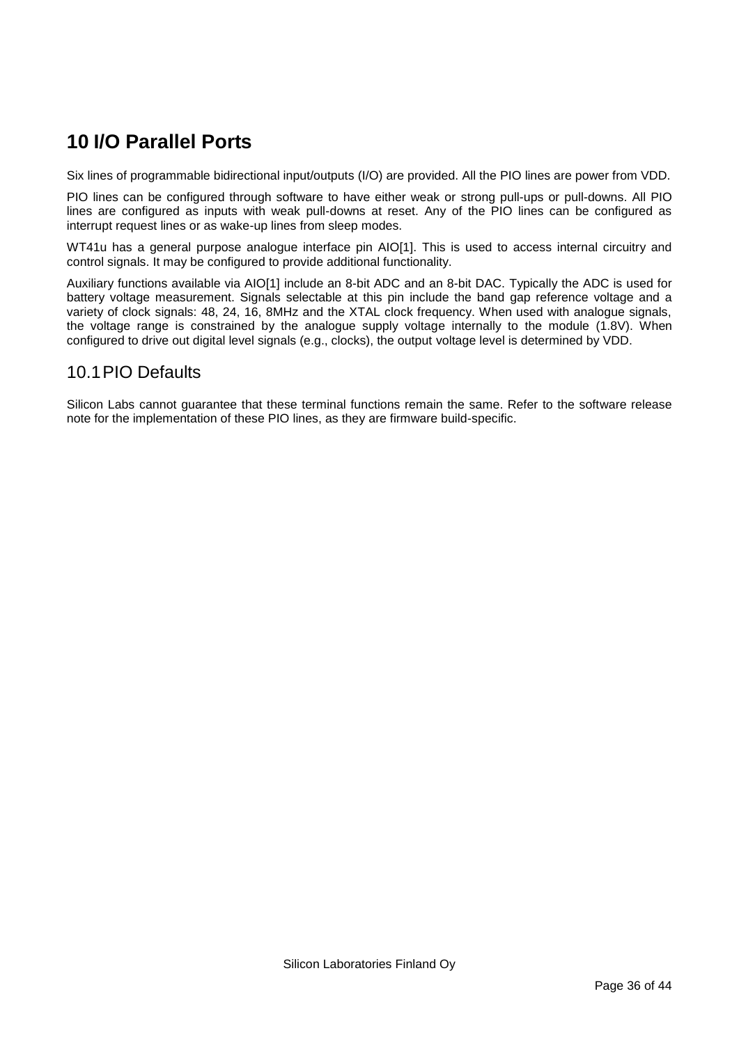# 10 I/O Parallel Ports

Six lines of programmable bidirectional input/outputs (I/O) are provided. All the PIO lines are power from VDD.

PIO lines can be configured through software to have either weak or strong pull-ups or pull-downs. All PIO lines are configured as inputs with weak pull-downs at reset. Any of the PIO lines can be configured as interrupt request lines or as wake-up lines from sleep modes.

WT41u has a general purpose analogue interface pin AIO[1]. This is used to access internal circuitry and control signals. It may be configured to provide additional functionality.

Auxiliary functions available via AIO[1] include an 8-bit ADC and an 8-bit DAC. Typically the ADC is used for battery voltage measurement. Signals selectable at this pin include the band gap reference voltage and a variety of clock signals: 48, 24, 16, 8MHz and the XTAL clock frequency. When used with analogue signals, the voltage range is constrained by the analogue supply voltage internally to the module (1.8V). When configured to drive out digital level signals (e.g., clocks), the output voltage level is determined by VDD.

## 10.1 PIO Defaults

Silicon Labs cannot guarantee that these terminal functions remain the same. Refer to the software release note for the implementation of these PIO lines, as they are firmware build-specific.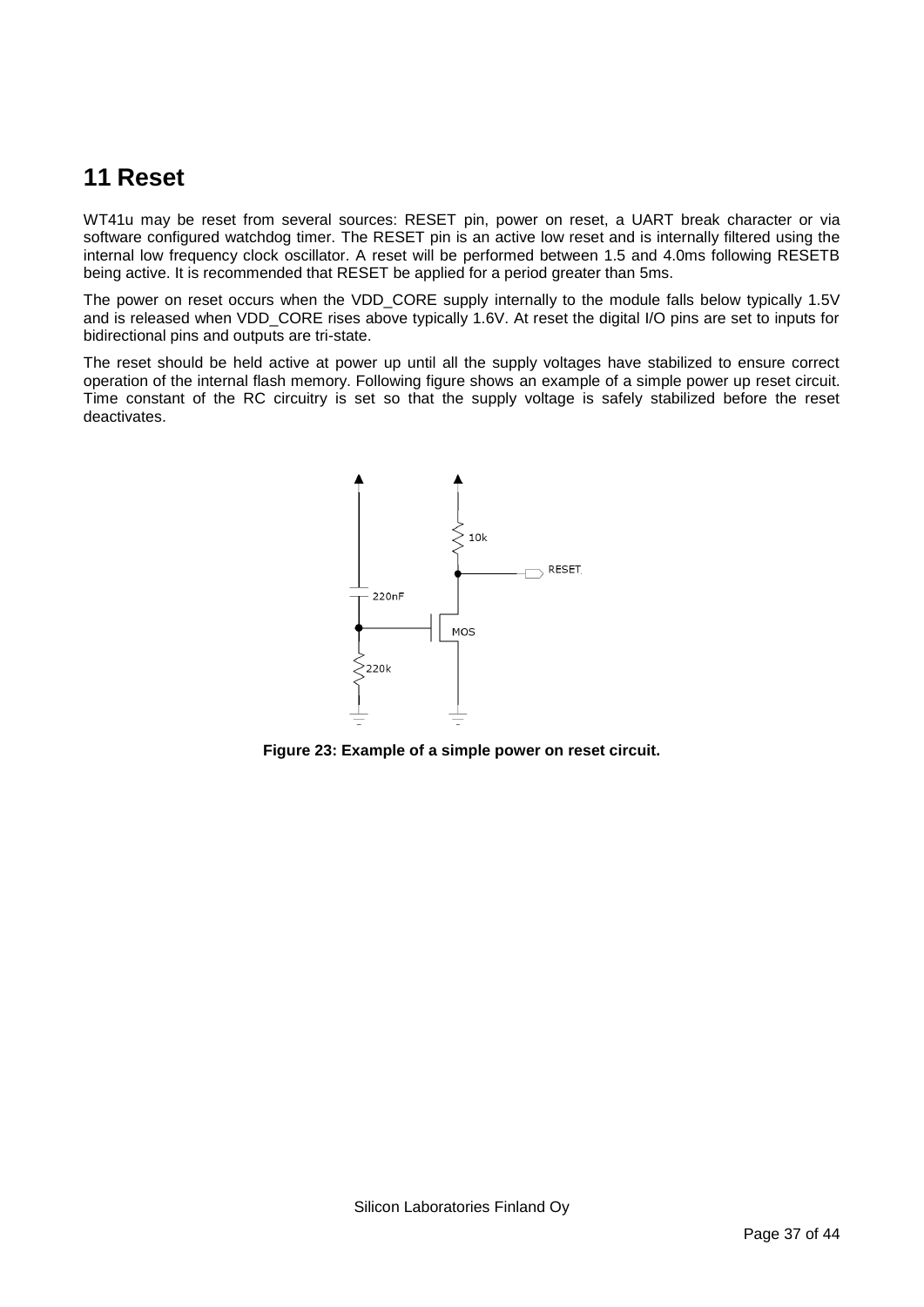# 11 Reset

WT41u may be reset from several sources: RESET pin, power on reset, a UART break character or via software configured watchdog timer. The RESET pin is an active low reset and is internally filtered using the internal low frequency clock oscillator. A reset will be performed between 1.5 and 4.0ms following RESETB being active. It is recommended that RESET be applied for a period greater than 5ms.

The power on reset occurs when the VDD_CORE supply internally to the module falls below typically 1.5V and is released when VDD_CORE rises above typically 1.6V. At reset the digital I/O pins are set to inputs for bidirectional pins and outputs are tri-state.

The reset should be held active at power up until all the supply voltages have stabilized to ensure correct operation of the internal flash memory. Following figure shows an example of a simple power up reset circuit. Time constant of the RC circuitry is set so that the supply voltage is safely stabilized before the reset deactivates.

**Figure 23: Example of a simple power on reset circuit.**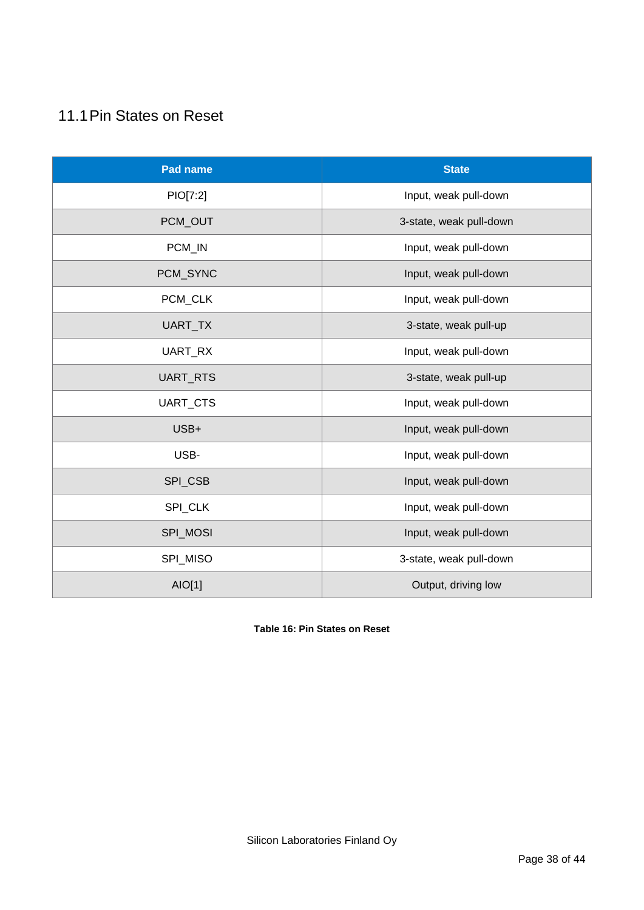## 11.1 Pin States on Reset

| Pad name | State |
|---|---|
| PIO[7:2] | Input, weak pull-down |
| PCM_OUT | 3-state, weak pull-down |
| PCM_IN | Input, weak pull-down |
| PCM_SYNC | Input, weak pull-down |
| PCM_CLK | Input, weak pull-down |
| UART_TX | 3-state, weak pull-up |
| UART_RX | Input, weak pull-down |
| UART_RTS | 3-state, weak pull-up |
| UART_CTS | Input, weak pull-down |
| USB+ | Input, weak pull-down |
| USB- | Input, weak pull-down |
| SPI_CSB | Input, weak pull-down |
| SPI_CLK | Input, weak pull-down |
| SPI_MOSI | Input, weak pull-down |
| SPI_MISO | 3-state, weak pull-down |
| AIO[1] | Output, driving low |

**Table 16: Pin States on Reset**

Silicon Laboratories Finland Oy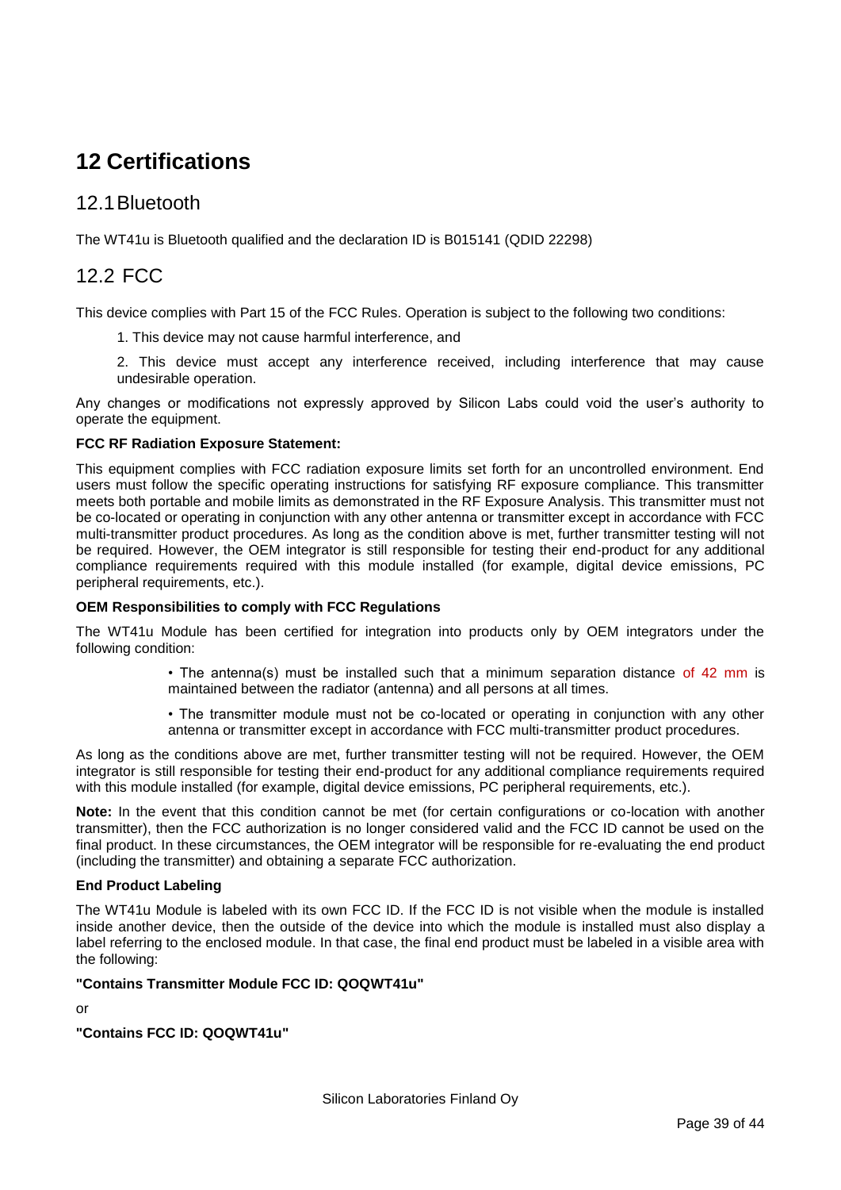# 12 Certifications

## 12.1 Bluetooth

The WT41u is Bluetooth qualified and the declaration ID is B015141 (QDID 22298)

## 12.2 FCC

This device complies with Part 15 of the FCC Rules. Operation is subject to the following two conditions:

1. This device may not cause harmful interference, and
2. This device must accept any interference received, including interference that may cause undesirable operation.

Any changes or modifications not expressly approved by Silicon Labs could void the user's authority to operate the equipment.

**FCC RF Radiation Exposure Statement:**

This equipment complies with FCC radiation exposure limits set forth for an uncontrolled environment. End users must follow the specific operating instructions for satisfying RF exposure compliance. This transmitter meets both portable and mobile limits as demonstrated in the RF Exposure Analysis. This transmitter must not be co-located or operating in conjunction with any other antenna or transmitter except in accordance with FCC multi-transmitter product procedures. As long as the condition above is met, further transmitter testing will not be required. However, the OEM integrator is still responsible for testing their end-product for any additional compliance requirements required with this module installed (for example, digital device emissions, PC peripheral requirements, etc.).

**OEM Responsibilities to comply with FCC Regulations**

The WT41u Module has been certified for integration into products only by OEM integrators under the following condition:

- The antenna(s) must be installed such that a minimum separation distance of 42 mm is maintained between the radiator (antenna) and all persons at all times.
- The transmitter module must not be co-located or operating in conjunction with any other antenna or transmitter except in accordance with FCC multi-transmitter product procedures.

As long as the conditions above are met, further transmitter testing will not be required. However, the OEM integrator is still responsible for testing their end-product for any additional compliance requirements required with this module installed (for example, digital device emissions, PC peripheral requirements, etc.).

**Note:** In the event that this condition cannot be met (for certain configurations or co-location with another transmitter), then the FCC authorization is no longer considered valid and the FCC ID cannot be used on the final product. In these circumstances, the OEM integrator will be responsible for re-evaluating the end product (including the transmitter) and obtaining a separate FCC authorization.

**End Product Labeling**

The WT41u Module is labeled with its own FCC ID. If the FCC ID is not visible when the module is installed inside another device, then the outside of the device into which the module is installed must also display a label referring to the enclosed module. In that case, the final end product must be labeled in a visible area with the following:

**"Contains Transmitter Module FCC ID: QOQWT41u"**

or

**"Contains FCC ID: QOQWT41u"**

Silicon Laboratories Finland Oy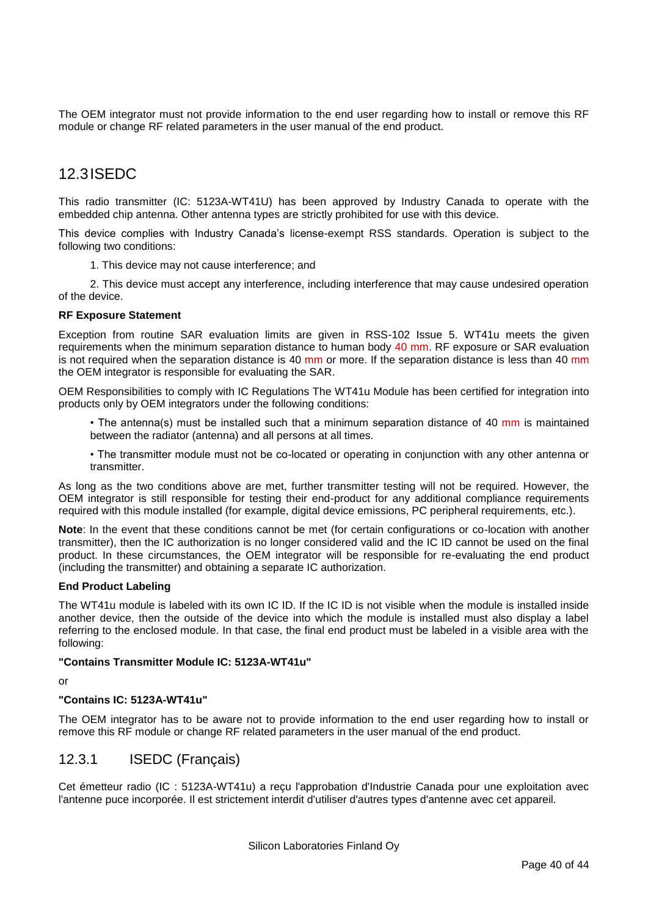The OEM integrator must not provide information to the end user regarding how to install or remove this RF module or change RF related parameters in the user manual of the end product.

## 12.3 ISEDC

This radio transmitter (IC: 5123A-WT41U) has been approved by Industry Canada to operate with the embedded chip antenna. Other antenna types are strictly prohibited for use with this device.

This device complies with Industry Canada's license-exempt RSS standards. Operation is subject to the following two conditions:

1. This device may not cause interference; and

2. This device must accept any interference, including interference that may cause undesired operation of the device.

**RF Exposure Statement**

Exception from routine SAR evaluation limits are given in RSS-102 Issue 5. WT41u meets the given requirements when the minimum separation distance to human body 40 mm. RF exposure or SAR evaluation is not required when the separation distance is 40 mm or more. If the separation distance is less than 40 mm the OEM integrator is responsible for evaluating the SAR.

OEM Responsibilities to comply with IC Regulations The WT41u Module has been certified for integration into products only by OEM integrators under the following conditions:

- The antenna(s) must be installed such that a minimum separation distance of 40 mm is maintained between the radiator (antenna) and all persons at all times.
- The transmitter module must not be co-located or operating in conjunction with any other antenna or transmitter.

As long as the two conditions above are met, further transmitter testing will not be required. However, the OEM integrator is still responsible for testing their end-product for any additional compliance requirements required with this module installed (for example, digital device emissions, PC peripheral requirements, etc.).

**Note**: In the event that these conditions cannot be met (for certain configurations or co-location with another transmitter), then the IC authorization is no longer considered valid and the IC ID cannot be used on the final product. In these circumstances, the OEM integrator will be responsible for re-evaluating the end product (including the transmitter) and obtaining a separate IC authorization.

**End Product Labeling**

The WT41u module is labeled with its own IC ID. If the IC ID is not visible when the module is installed inside another device, then the outside of the device into which the module is installed must also display a label referring to the enclosed module. In that case, the final end product must be labeled in a visible area with the following:

**"Contains Transmitter Module IC: 5123A-WT41u"**

or

**"Contains IC: 5123A-WT41u"**

The OEM integrator has to be aware not to provide information to the end user regarding how to install or remove this RF module or change RF related parameters in the user manual of the end product.

### 12.3.1 ISEDC (Français)

Cet émetteur radio (IC : 5123A-WT41u) a reçu l'approbation d'Industrie Canada pour une exploitation avec l'antenne puce incorporée. Il est strictement interdit d'utiliser d'autres types d'antenne avec cet appareil.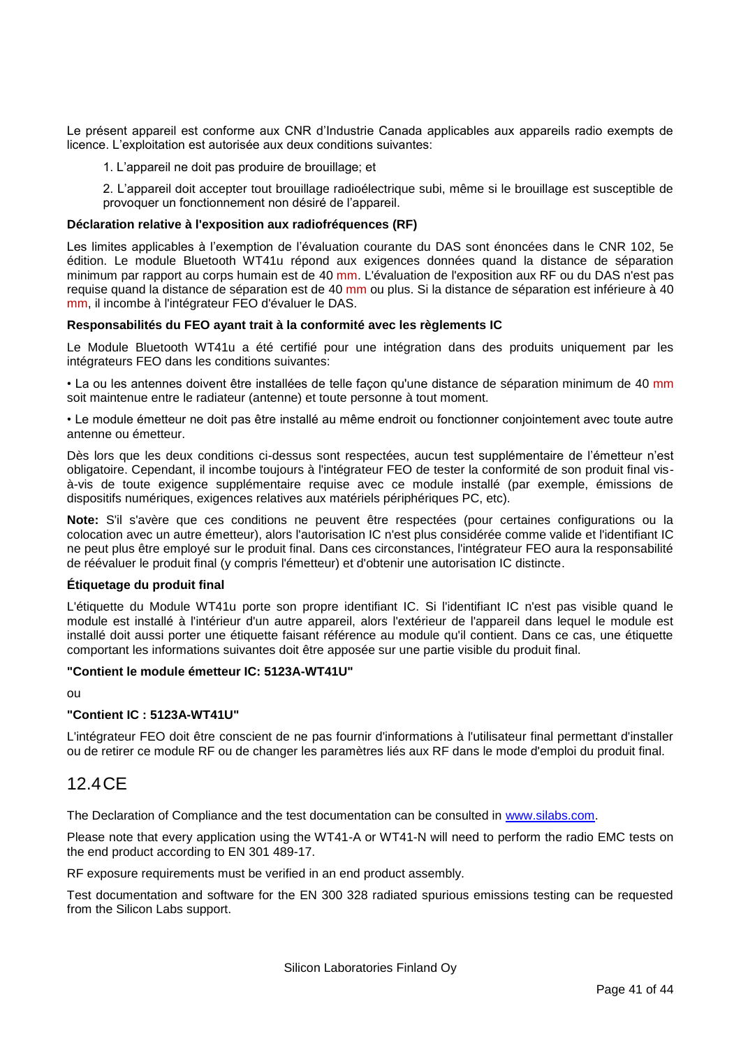Le présent appareil est conforme aux CNR d'Industrie Canada applicables aux appareils radio exempts de licence. L'exploitation est autorisée aux deux conditions suivantes:

1. L'appareil ne doit pas produire de brouillage; et

2. L'appareil doit accepter tout brouillage radioélectrique subi, même si le brouillage est susceptible de provoquer un fonctionnement non désiré de l'appareil.

**Déclaration relative à l'exposition aux radiofréquences (RF)**

Les limites applicables à l'exemption de l'évaluation courante du DAS sont énoncées dans le CNR 102, 5e édition. Le module Bluetooth WT41u répond aux exigences données quand la distance de séparation minimum par rapport au corps humain est de 40 mm. L'évaluation de l'exposition aux RF ou du DAS n'est pas requise quand la distance de séparation est de 40 mm ou plus. Si la distance de séparation est inférieure à 40 mm, il incombe à l'intégrateur FEO d'évaluer le DAS.

**Responsabilités du FEO ayant trait à la conformité avec les règlements IC**

Le Module Bluetooth WT41u a été certifié pour une intégration dans des produits uniquement par les intégrateurs FEO dans les conditions suivantes:

• La ou les antennes doivent être installées de telle façon qu'une distance de séparation minimum de 40 mm soit maintenue entre le radiateur (antenne) et toute personne à tout moment.

• Le module émetteur ne doit pas être installé au même endroit ou fonctionner conjointement avec toute autre antenne ou émetteur.

Dès lors que les deux conditions ci-dessus sont respectées, aucun test supplémentaire de l'émetteur n'est obligatoire. Cependant, il incombe toujours à l'intégrateur FEO de tester la conformité de son produit final vis-à-vis de toute exigence supplémentaire requise avec ce module installé (par exemple, émissions de dispositifs numériques, exigences relatives aux matériels périphériques PC, etc).

**Note:** S'il s'avère que ces conditions ne peuvent être respectées (pour certaines configurations ou la colocation avec un autre émetteur), alors l'autorisation IC n'est plus considérée comme valide et l'identifiant IC ne peut plus être employé sur le produit final. Dans ces circonstances, l'intégrateur FEO aura la responsabilité de réévaluer le produit final (y compris l'émetteur) et d'obtenir une autorisation IC distincte.

**Étiquetage du produit final**

L'étiquette du Module WT41u porte son propre identifiant IC. Si l'identifiant IC n'est pas visible quand le module est installé à l'intérieur d'un autre appareil, alors l'extérieur de l'appareil dans lequel le module est installé doit aussi porter une étiquette faisant référence au module qu'il contient. Dans ce cas, une étiquette comportant les informations suivantes doit être apposée sur une partie visible du produit final.

**"Contient le module émetteur IC: 5123A-WT41U"**

ou

**"Contient IC : 5123A-WT41U"**

L'intégrateur FEO doit être conscient de ne pas fournir d'informations à l'utilisateur final permettant d'installer ou de retirer ce module RF ou de changer les paramètres liés aux RF dans le mode d'emploi du produit final.

## 12.4 CE

The Declaration of Compliance and the test documentation can be consulted in www.silabs.com.

Please note that every application using the WT41-A or WT41-N will need to perform the radio EMC tests on the end product according to EN 301 489-17.

RF exposure requirements must be verified in an end product assembly.

Test documentation and software for the EN 300 328 radiated spurious emissions testing can be requested from the Silicon Labs support.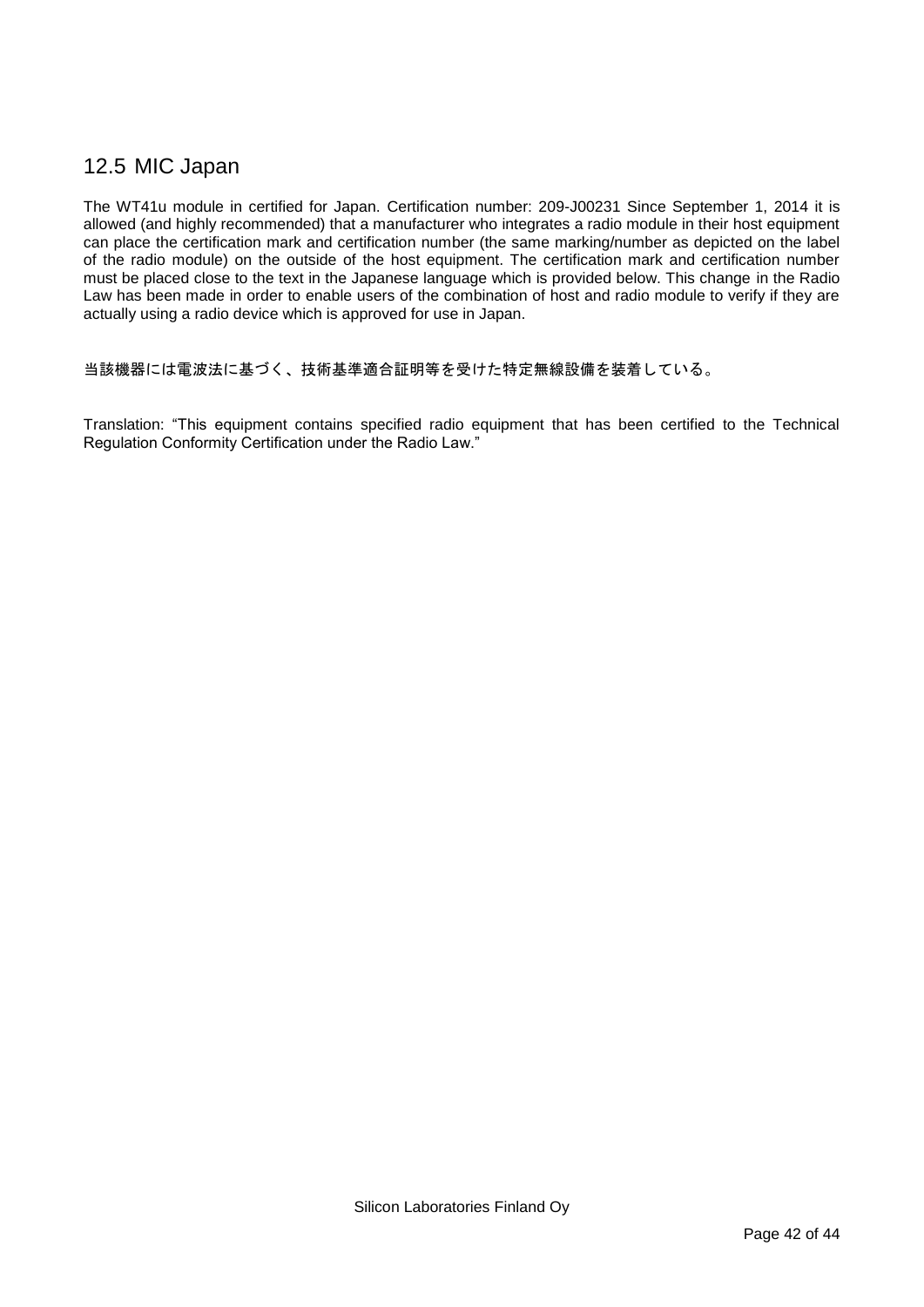## 12.5 MIC Japan

The WT41u module in certified for Japan. Certification number: 209-J00231 Since September 1, 2014 it is allowed (and highly recommended) that a manufacturer who integrates a radio module in their host equipment can place the certification mark and certification number (the same marking/number as depicted on the label of the radio module) on the outside of the host equipment. The certification mark and certification number must be placed close to the text in the Japanese language which is provided below. This change in the Radio Law has been made in order to enable users of the combination of host and radio module to verify if they are actually using a radio device which is approved for use in Japan.

当該機器には電波法に基づく、技術基準適合証明等を受けた特定無線設備を装着している。

Translation: “This equipment contains specified radio equipment that has been certified to the Technical Regulation Conformity Certification under the Radio Law.”

Silicon Laboratories Finland Oy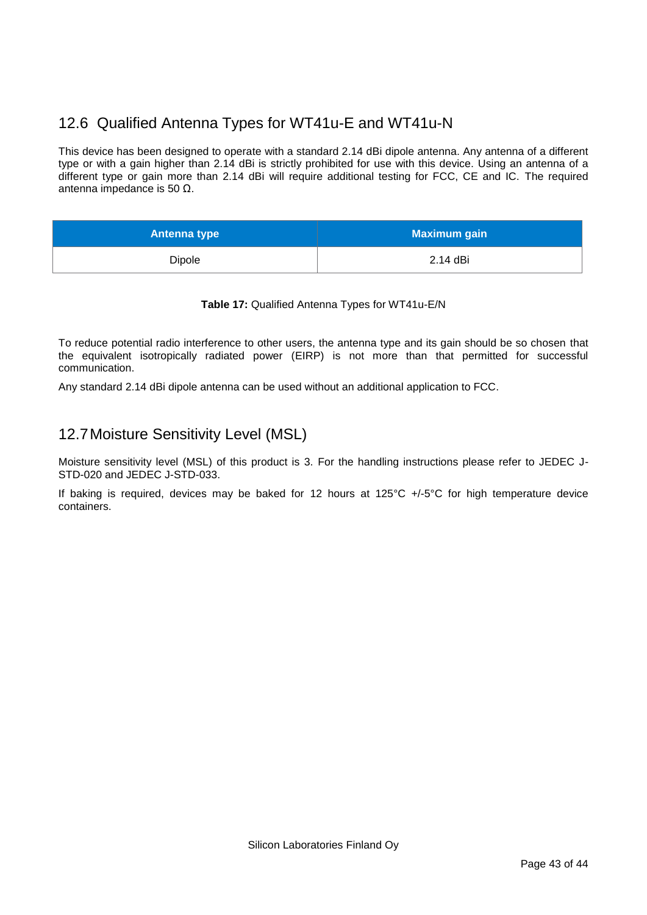## 12.6 Qualified Antenna Types for WT41u-E and WT41u-N

This device has been designed to operate with a standard 2.14 dBi dipole antenna. Any antenna of a different type or with a gain higher than 2.14 dBi is strictly prohibited for use with this device. Using an antenna of a different type or gain more than 2.14 dBi will require additional testing for FCC, CE and IC. The required antenna impedance is 50 Ω.

| Antenna type | Maximum gain |
|---|---|
| Dipole | 2.14 dBi |

**Table 17:** Qualified Antenna Types for WT41u-E/N

To reduce potential radio interference to other users, the antenna type and its gain should be so chosen that the equivalent isotropically radiated power (EIRP) is not more than that permitted for successful communication.

Any standard 2.14 dBi dipole antenna can be used without an additional application to FCC.

## 12.7 Moisture Sensitivity Level (MSL)

Moisture sensitivity level (MSL) of this product is 3. For the handling instructions please refer to JEDEC J-STD-020 and JEDEC J-STD-033.

If baking is required, devices may be baked for 12 hours at 125°C +/-5°C for high temperature device containers.

Silicon Laboratories Finland Oy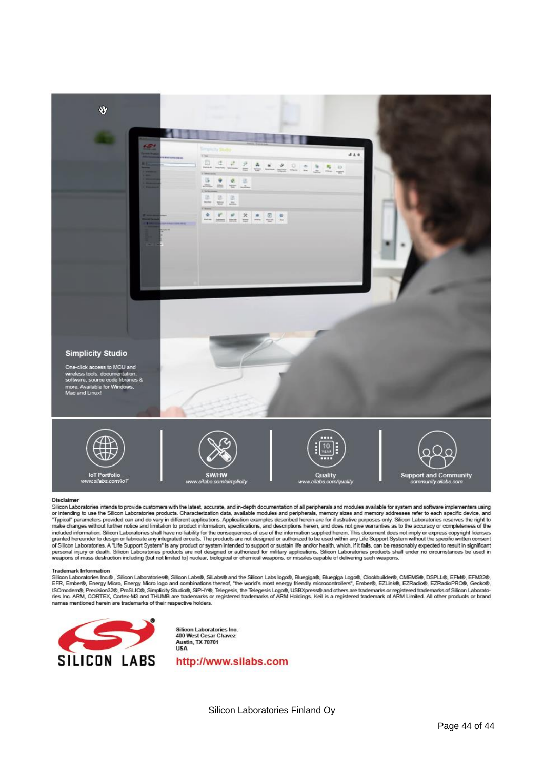## Simplicity Studio

One-click access to MCU and wireless tools, documentation, software, source code libraries & more. Available for Windows, Mac and Linux!

**IoT Portfolio**
*www.silabs.com/IoT*

**SW/HW**
*www.silabs.com/simplicity*

**Quality**
*www.silabs.com/quality*

**Support and Community**
*community.silabs.com*

**Disclaimer**

Silicon Laboratories intends to provide customers with the latest, accurate, and in-depth documentation of all peripherals and modules available for system and software implementers using or intending to use the Silicon Laboratories products. Characterization data, available modules and peripherals, memory sizes and memory addresses refer to each specific device, and "Typical" parameters provided can and do vary in different applications. Application examples described herein are for illustrative purposes only. Silicon Laboratories reserves the right to make changes without further notice and limitation to product information, specifications, and descriptions herein, and does not give warranties as to the accuracy or completeness of the included information. Silicon Laboratories shall have no liability for the consequences of use of the information supplied herein. This document does not imply or express copyright licenses granted hereunder to design or fabricate any integrated circuits. The products are not designed or authorized to be used within any Life Support System without the specific written consent of Silicon Laboratories. A "Life Support System" is any product or system intended to support or sustain life and/or health, which, if it fails, can be reasonably expected to result in significant personal injury or death. Silicon Laboratories products are not designed or authorized for military applications. Silicon Laboratories products shall under no circumstances be used in weapons of mass destruction including (but not limited to) nuclear, biological or chemical weapons, or missiles capable of delivering such weapons.

**Trademark Information**

Silicon Laboratories Inc.® , Silicon Laboratories®, Silicon Labs®, SiLabs® and the Silicon Labs logo®, Bluegiga®, Bluegiga Logo®, Clockbuilder®, CMEMS®, DSPLL®, EFM®, EFM32®, EFR, Ember®, Energy Micro, Energy Micro logo and combinations thereof, "the world's most energy friendly microcontrollers", Ember®, EZLink®, EZRadio®, EZRadioPRO®, Gecko®, ISOmodem®, Precision32®, ProSLIC®, Simplicity Studio®, SiPHY®, Telegesis, the Telegesis Logo®, USBXpress® and others are trademarks or registered trademarks of Silicon Laboratories Inc. ARM, CORTEX, Cortex-M3 and THUMB are trademarks or registered trademarks of ARM Holdings. Keil is a registered trademark of ARM Limited. All other products or brand names mentioned herein are trademarks of their respective holders.

SILICON LABS

**Silicon Laboratories Inc.**
**400 West Cesar Chavez**
**Austin, TX 78701**
**USA**

**http://www.silabs.com**

Silicon Laboratories Finland Oy